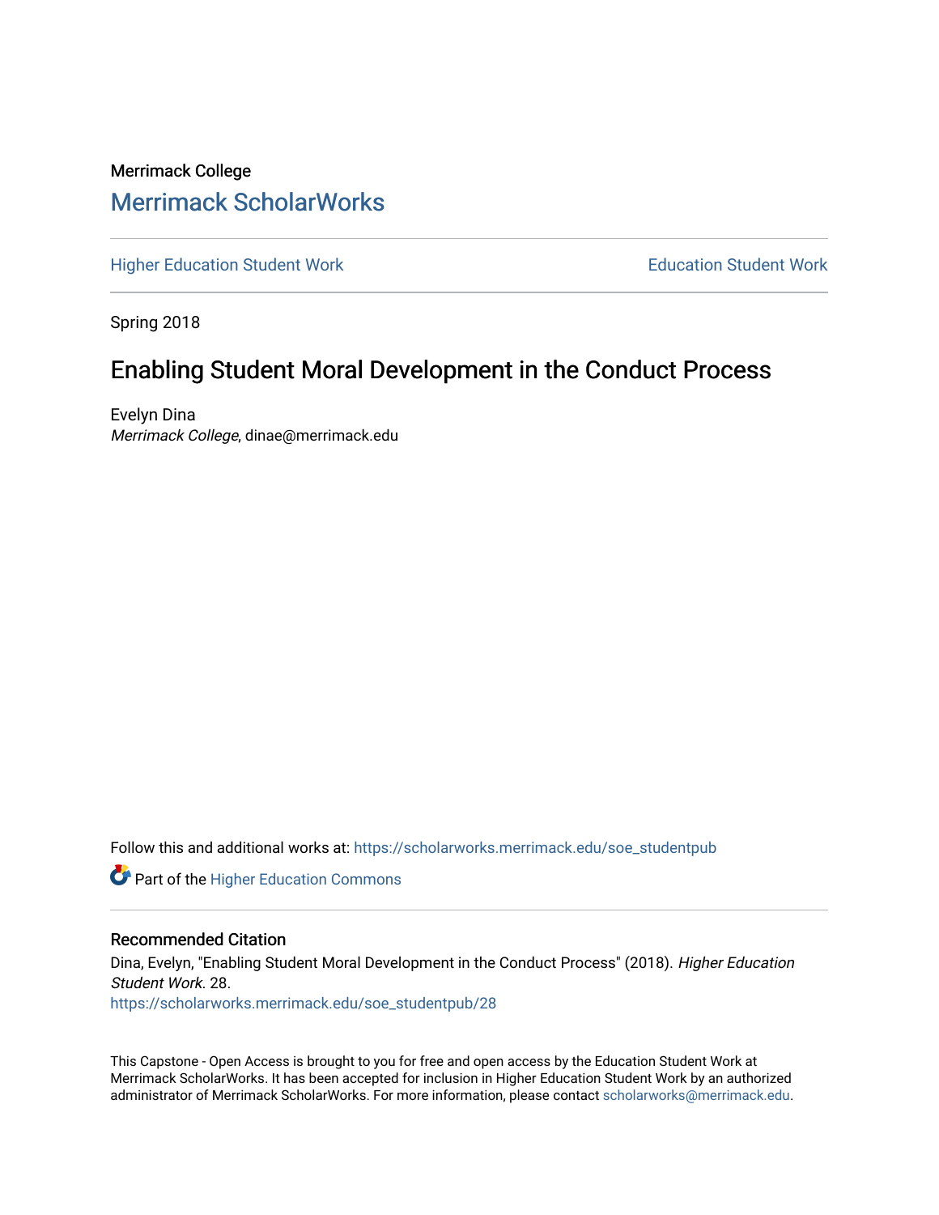Merrimack College

# Merrimack ScholarWorks

Higher Education Student Work

Education Student Work

Spring 2018

## Enabling Student Moral Development in the Conduct Process

Evelyn Dina

*Merrimack College*, dinae@merrimack.edu

Follow this and additional works at: https://scholarworks.merrimack.edu/soe_studentpub

Part of the Higher Education Commons

### Recommended Citation

Dina, Evelyn, "Enabling Student Moral Development in the Conduct Process" (2018). *Higher Education Student Work*. 28.
https://scholarworks.merrimack.edu/soe_studentpub/28

This Capstone - Open Access is brought to you for free and open access by the Education Student Work at Merrimack ScholarWorks. It has been accepted for inclusion in Higher Education Student Work by an authorized administrator of Merrimack ScholarWorks. For more information, please contact scholarworks@merrimack.edu.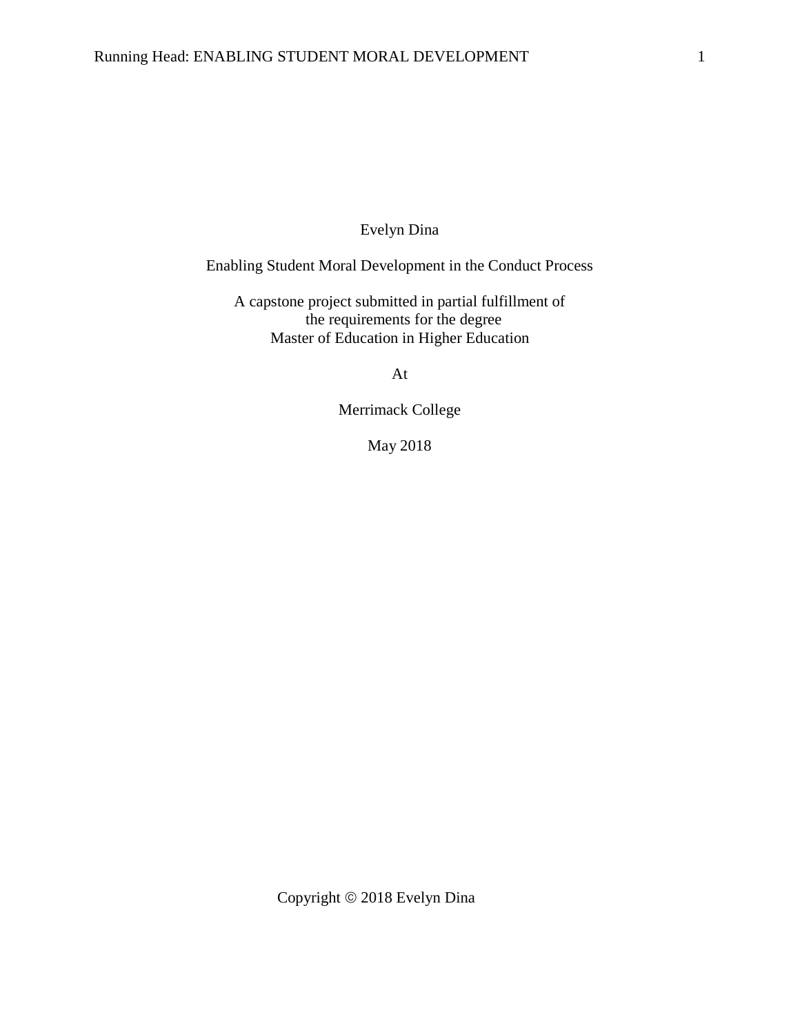Evelyn Dina

Enabling Student Moral Development in the Conduct Process

A capstone project submitted in partial fulfillment of
the requirements for the degree
Master of Education in Higher Education

At

Merrimack College

May 2018

Copyright © 2018 Evelyn Dina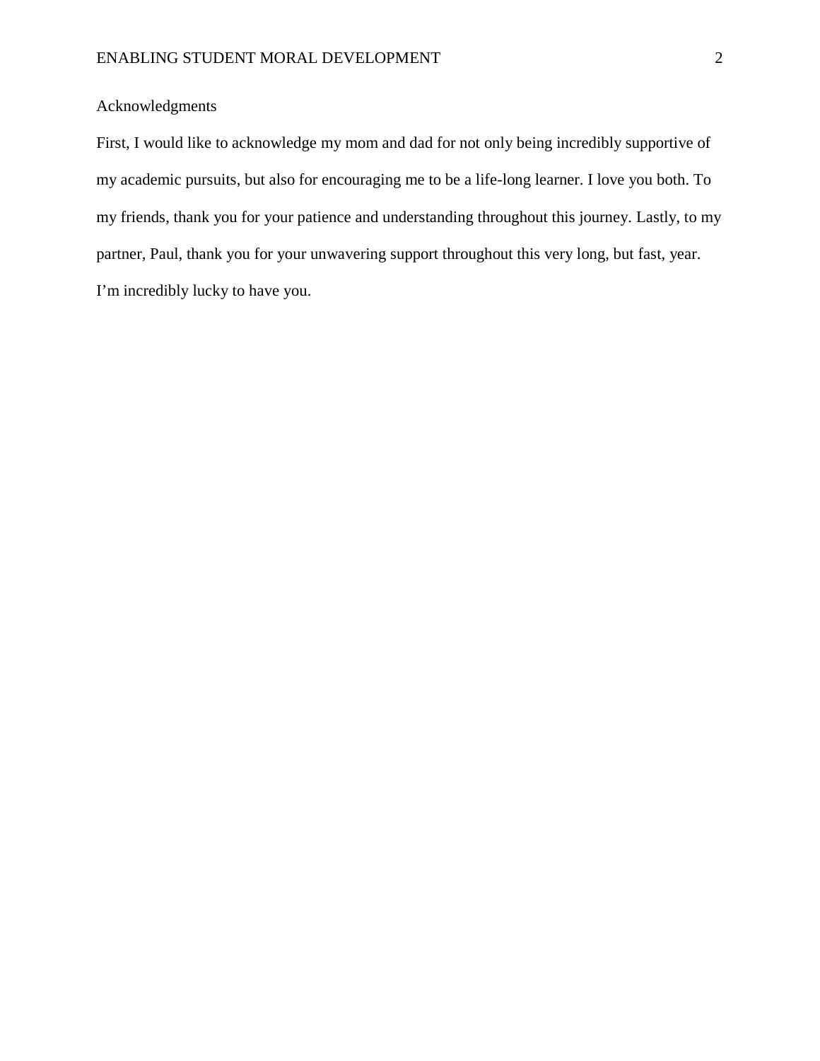# Acknowledgments

First, I would like to acknowledge my mom and dad for not only being incredibly supportive of my academic pursuits, but also for encouraging me to be a life-long learner. I love you both. To my friends, thank you for your patience and understanding throughout this journey. Lastly, to my partner, Paul, thank you for your unwavering support throughout this very long, but fast, year. I'm incredibly lucky to have you.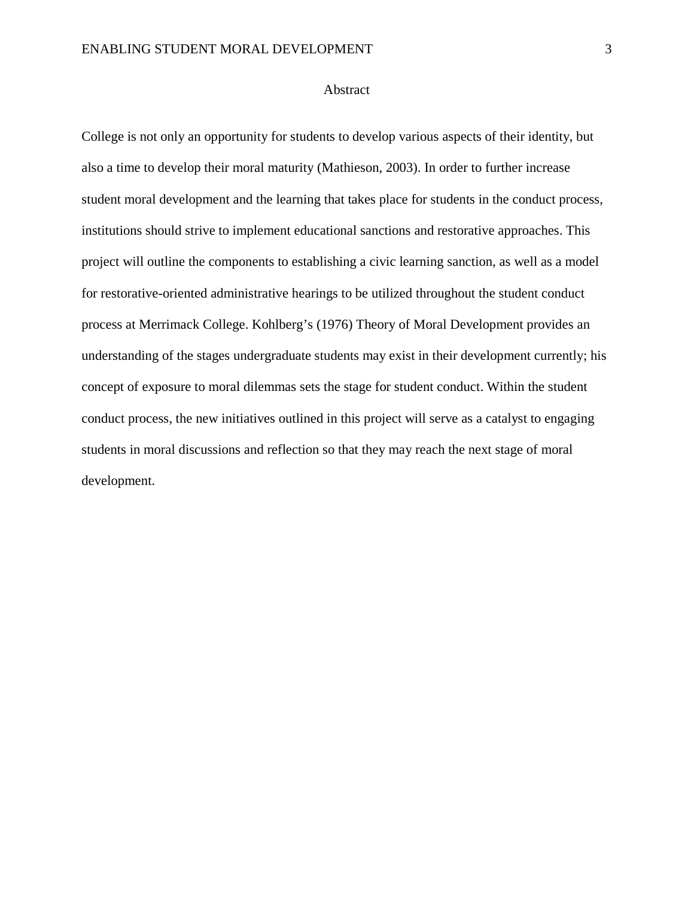# Abstract

College is not only an opportunity for students to develop various aspects of their identity, but also a time to develop their moral maturity (Mathieson, 2003). In order to further increase student moral development and the learning that takes place for students in the conduct process, institutions should strive to implement educational sanctions and restorative approaches. This project will outline the components to establishing a civic learning sanction, as well as a model for restorative-oriented administrative hearings to be utilized throughout the student conduct process at Merrimack College. Kohlberg's (1976) Theory of Moral Development provides an understanding of the stages undergraduate students may exist in their development currently; his concept of exposure to moral dilemmas sets the stage for student conduct. Within the student conduct process, the new initiatives outlined in this project will serve as a catalyst to engaging students in moral discussions and reflection so that they may reach the next stage of moral development.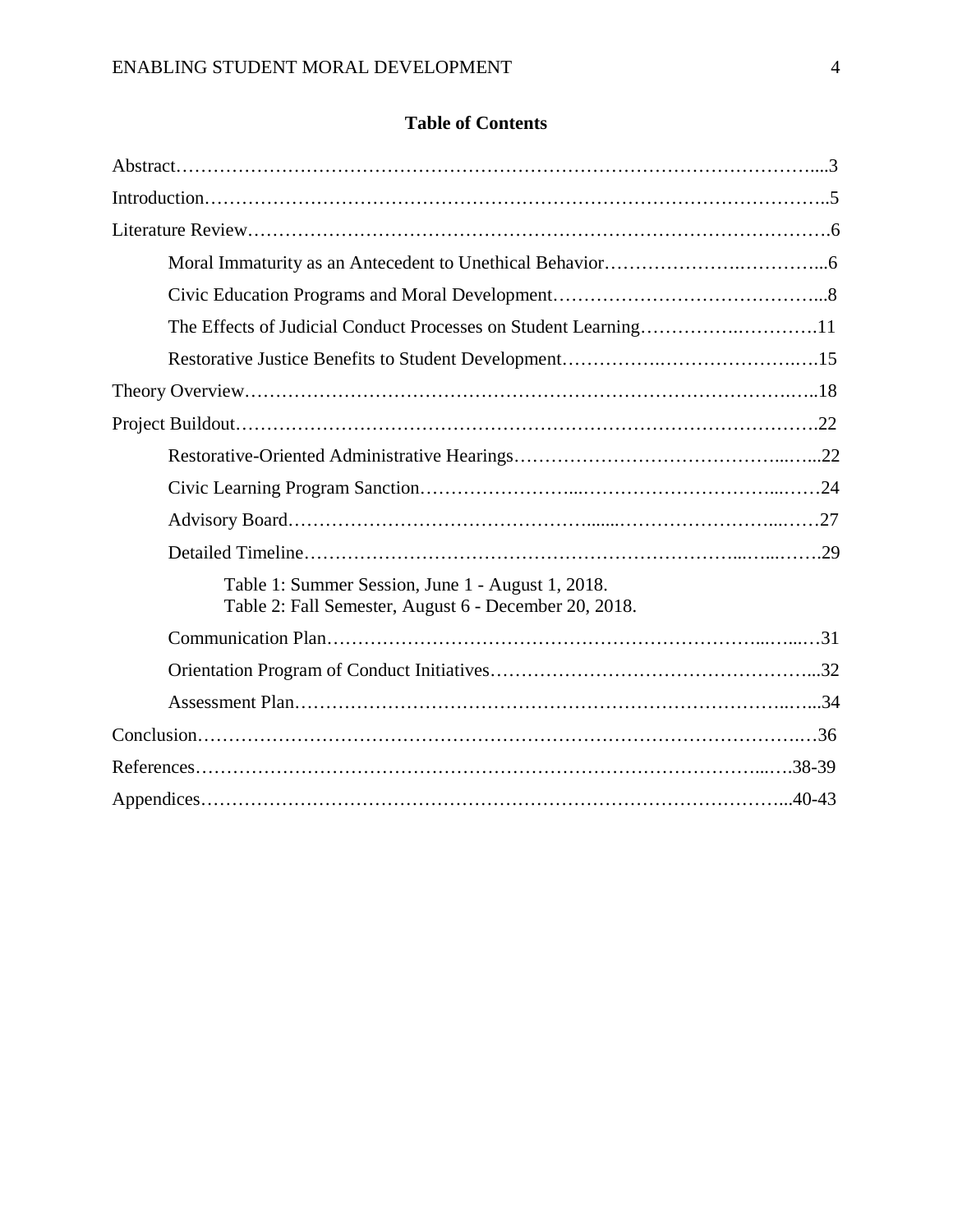## Table of Contents

Abstract……………………………………………………………………………………………....3

Introduction……………………………………………………………………………………..5

Literature Review……………………………………………………………………………….6

- Moral Immaturity as an Antecedent to Unethical Behavior………………….…………...6
- Civic Education Programs and Moral Development…………………………………….....8
- The Effects of Judicial Conduct Processes on Student Learning…………….………….11
- Restorative Justice Benefits to Student Development…………….…………………..….15

Theory Overview……………………………………………………………………….…..18

Project Buildout……………………………………………………………………………….22

- Restorative-Oriented Administrative Hearings……………………………………...…...22
- Civic Learning Program Sanction……………………...……………………………...……24
- Advisory Board……………………….………………….......…………………….....……27
- Detailed Timeline…………………………………………………………...….....…….29
  - Table 1: Summer Session, June 1 - August 1, 2018.
  - Table 2: Fall Semester, August 6 - December 20, 2018.
- Communication Plan…………………………………………………………...…...…31
- Orientation Program of Conduct Initiatives…………………………………………...32
- Assessment Plan……………………………………………………………………..…...34

Conclusion……………………………………………………………………………….…36

References……………………………………………………………………………...….38-39

Appendices……………………………………………………………………………...40-43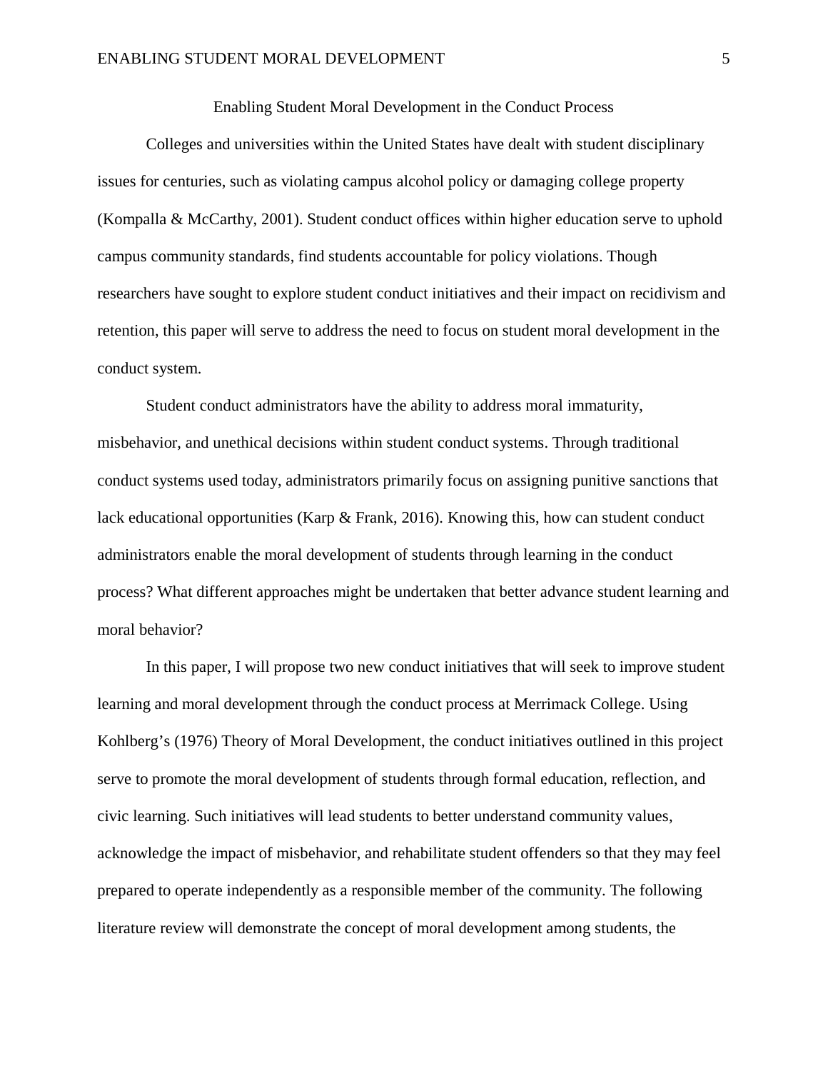# Enabling Student Moral Development in the Conduct Process

Colleges and universities within the United States have dealt with student disciplinary issues for centuries, such as violating campus alcohol policy or damaging college property (Kompalla & McCarthy, 2001). Student conduct offices within higher education serve to uphold campus community standards, find students accountable for policy violations. Though researchers have sought to explore student conduct initiatives and their impact on recidivism and retention, this paper will serve to address the need to focus on student moral development in the conduct system.

Student conduct administrators have the ability to address moral immaturity, misbehavior, and unethical decisions within student conduct systems. Through traditional conduct systems used today, administrators primarily focus on assigning punitive sanctions that lack educational opportunities (Karp & Frank, 2016). Knowing this, how can student conduct administrators enable the moral development of students through learning in the conduct process? What different approaches might be undertaken that better advance student learning and moral behavior?

In this paper, I will propose two new conduct initiatives that will seek to improve student learning and moral development through the conduct process at Merrimack College. Using Kohlberg's (1976) Theory of Moral Development, the conduct initiatives outlined in this project serve to promote the moral development of students through formal education, reflection, and civic learning. Such initiatives will lead students to better understand community values, acknowledge the impact of misbehavior, and rehabilitate student offenders so that they may feel prepared to operate independently as a responsible member of the community. The following literature review will demonstrate the concept of moral development among students, the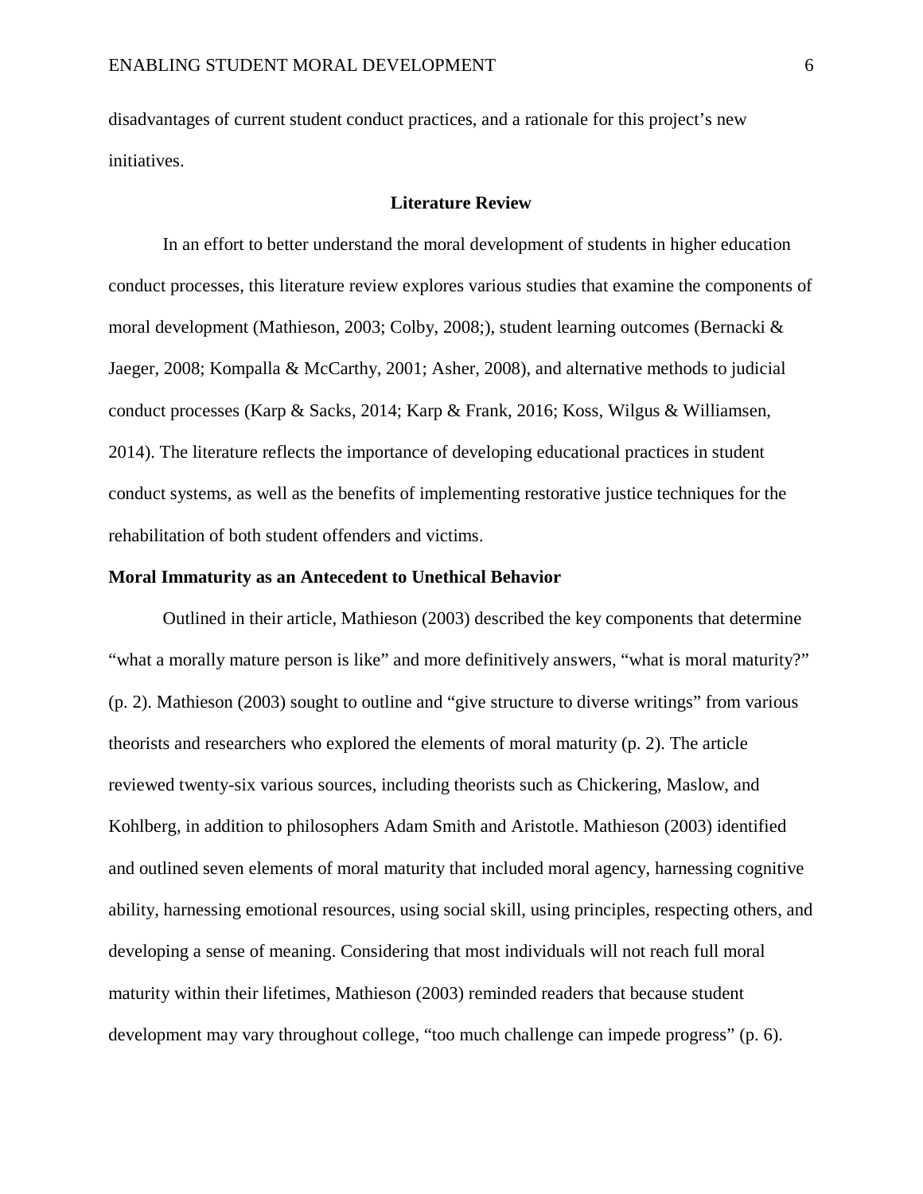disadvantages of current student conduct practices, and a rationale for this project's new initiatives.

## Literature Review

In an effort to better understand the moral development of students in higher education conduct processes, this literature review explores various studies that examine the components of moral development (Mathieson, 2003; Colby, 2008;), student learning outcomes (Bernacki & Jaeger, 2008; Kompalla & McCarthy, 2001; Asher, 2008), and alternative methods to judicial conduct processes (Karp & Sacks, 2014; Karp & Frank, 2016; Koss, Wilgus & Williamsen, 2014). The literature reflects the importance of developing educational practices in student conduct systems, as well as the benefits of implementing restorative justice techniques for the rehabilitation of both student offenders and victims.

### Moral Immaturity as an Antecedent to Unethical Behavior

Outlined in their article, Mathieson (2003) described the key components that determine "what a morally mature person is like" and more definitively answers, "what is moral maturity?" (p. 2). Mathieson (2003) sought to outline and "give structure to diverse writings" from various theorists and researchers who explored the elements of moral maturity (p. 2). The article reviewed twenty-six various sources, including theorists such as Chickering, Maslow, and Kohlberg, in addition to philosophers Adam Smith and Aristotle. Mathieson (2003) identified and outlined seven elements of moral maturity that included moral agency, harnessing cognitive ability, harnessing emotional resources, using social skill, using principles, respecting others, and developing a sense of meaning. Considering that most individuals will not reach full moral maturity within their lifetimes, Mathieson (2003) reminded readers that because student development may vary throughout college, "too much challenge can impede progress" (p. 6).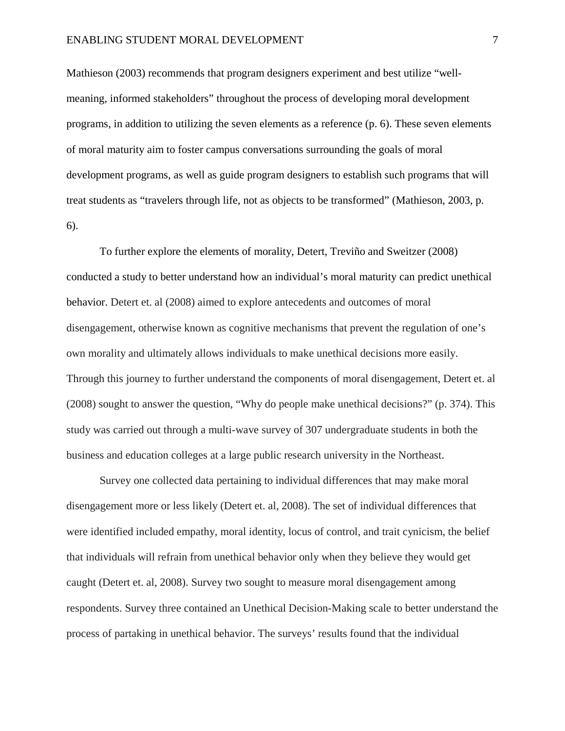Mathieson (2003) recommends that program designers experiment and best utilize "well-meaning, informed stakeholders" throughout the process of developing moral development programs, in addition to utilizing the seven elements as a reference (p. 6). These seven elements of moral maturity aim to foster campus conversations surrounding the goals of moral development programs, as well as guide program designers to establish such programs that will treat students as "travelers through life, not as objects to be transformed" (Mathieson, 2003, p. 6).

To further explore the elements of morality, Detert, Treviño and Sweitzer (2008) conducted a study to better understand how an individual's moral maturity can predict unethical behavior. Detert et. al (2008) aimed to explore antecedents and outcomes of moral disengagement, otherwise known as cognitive mechanisms that prevent the regulation of one's own morality and ultimately allows individuals to make unethical decisions more easily. Through this journey to further understand the components of moral disengagement, Detert et. al (2008) sought to answer the question, "Why do people make unethical decisions?" (p. 374). This study was carried out through a multi-wave survey of 307 undergraduate students in both the business and education colleges at a large public research university in the Northeast.

Survey one collected data pertaining to individual differences that may make moral disengagement more or less likely (Detert et. al, 2008). The set of individual differences that were identified included empathy, moral identity, locus of control, and trait cynicism, the belief that individuals will refrain from unethical behavior only when they believe they would get caught (Detert et. al, 2008). Survey two sought to measure moral disengagement among respondents. Survey three contained an Unethical Decision-Making scale to better understand the process of partaking in unethical behavior. The surveys' results found that the individual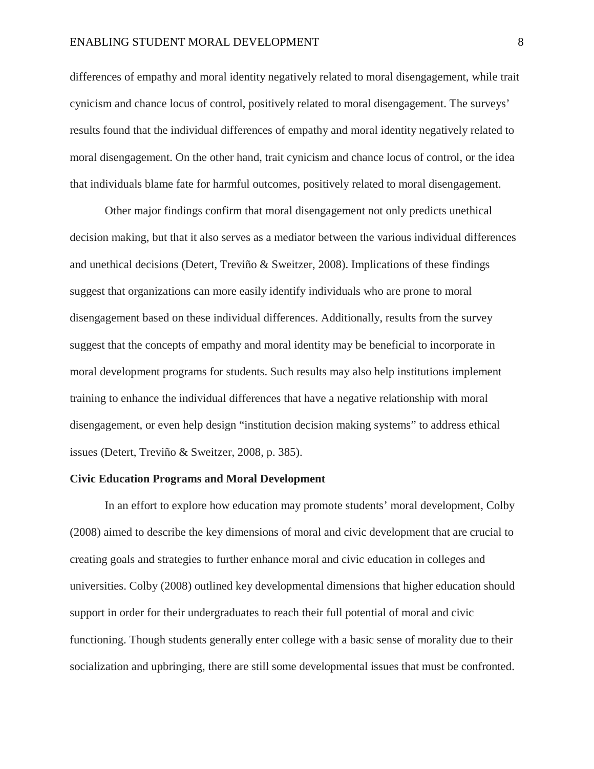differences of empathy and moral identity negatively related to moral disengagement, while trait cynicism and chance locus of control, positively related to moral disengagement. The surveys' results found that the individual differences of empathy and moral identity negatively related to moral disengagement. On the other hand, trait cynicism and chance locus of control, or the idea that individuals blame fate for harmful outcomes, positively related to moral disengagement.

Other major findings confirm that moral disengagement not only predicts unethical decision making, but that it also serves as a mediator between the various individual differences and unethical decisions (Detert, Treviño & Sweitzer, 2008). Implications of these findings suggest that organizations can more easily identify individuals who are prone to moral disengagement based on these individual differences. Additionally, results from the survey suggest that the concepts of empathy and moral identity may be beneficial to incorporate in moral development programs for students. Such results may also help institutions implement training to enhance the individual differences that have a negative relationship with moral disengagement, or even help design "institution decision making systems" to address ethical issues (Detert, Treviño & Sweitzer, 2008, p. 385).

**Civic Education Programs and Moral Development**

In an effort to explore how education may promote students' moral development, Colby (2008) aimed to describe the key dimensions of moral and civic development that are crucial to creating goals and strategies to further enhance moral and civic education in colleges and universities. Colby (2008) outlined key developmental dimensions that higher education should support in order for their undergraduates to reach their full potential of moral and civic functioning. Though students generally enter college with a basic sense of morality due to their socialization and upbringing, there are still some developmental issues that must be confronted.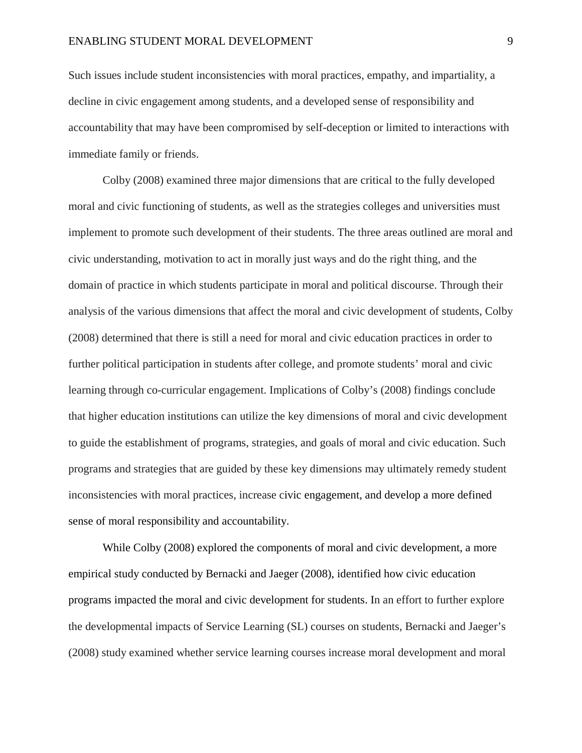Such issues include student inconsistencies with moral practices, empathy, and impartiality, a decline in civic engagement among students, and a developed sense of responsibility and accountability that may have been compromised by self-deception or limited to interactions with immediate family or friends.

Colby (2008) examined three major dimensions that are critical to the fully developed moral and civic functioning of students, as well as the strategies colleges and universities must implement to promote such development of their students. The three areas outlined are moral and civic understanding, motivation to act in morally just ways and do the right thing, and the domain of practice in which students participate in moral and political discourse. Through their analysis of the various dimensions that affect the moral and civic development of students, Colby (2008) determined that there is still a need for moral and civic education practices in order to further political participation in students after college, and promote students' moral and civic learning through co-curricular engagement. Implications of Colby's (2008) findings conclude that higher education institutions can utilize the key dimensions of moral and civic development to guide the establishment of programs, strategies, and goals of moral and civic education. Such programs and strategies that are guided by these key dimensions may ultimately remedy student inconsistencies with moral practices, increase civic engagement, and develop a more defined sense of moral responsibility and accountability.

While Colby (2008) explored the components of moral and civic development, a more empirical study conducted by Bernacki and Jaeger (2008), identified how civic education programs impacted the moral and civic development for students. In an effort to further explore the developmental impacts of Service Learning (SL) courses on students, Bernacki and Jaeger's (2008) study examined whether service learning courses increase moral development and moral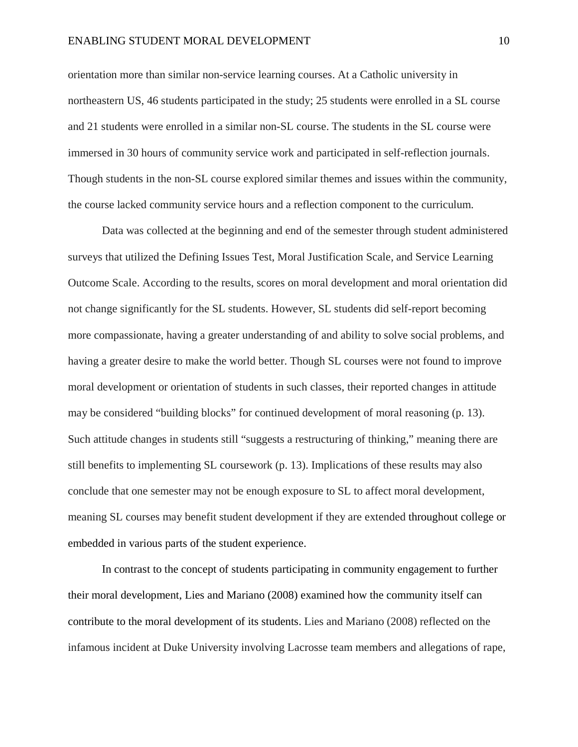orientation more than similar non-service learning courses. At a Catholic university in northeastern US, 46 students participated in the study; 25 students were enrolled in a SL course and 21 students were enrolled in a similar non-SL course. The students in the SL course were immersed in 30 hours of community service work and participated in self-reflection journals. Though students in the non-SL course explored similar themes and issues within the community, the course lacked community service hours and a reflection component to the curriculum.

Data was collected at the beginning and end of the semester through student administered surveys that utilized the Defining Issues Test, Moral Justification Scale, and Service Learning Outcome Scale. According to the results, scores on moral development and moral orientation did not change significantly for the SL students. However, SL students did self-report becoming more compassionate, having a greater understanding of and ability to solve social problems, and having a greater desire to make the world better. Though SL courses were not found to improve moral development or orientation of students in such classes, their reported changes in attitude may be considered "building blocks" for continued development of moral reasoning (p. 13). Such attitude changes in students still "suggests a restructuring of thinking," meaning there are still benefits to implementing SL coursework (p. 13). Implications of these results may also conclude that one semester may not be enough exposure to SL to affect moral development, meaning SL courses may benefit student development if they are extended throughout college or embedded in various parts of the student experience.

In contrast to the concept of students participating in community engagement to further their moral development, Lies and Mariano (2008) examined how the community itself can contribute to the moral development of its students. Lies and Mariano (2008) reflected on the infamous incident at Duke University involving Lacrosse team members and allegations of rape,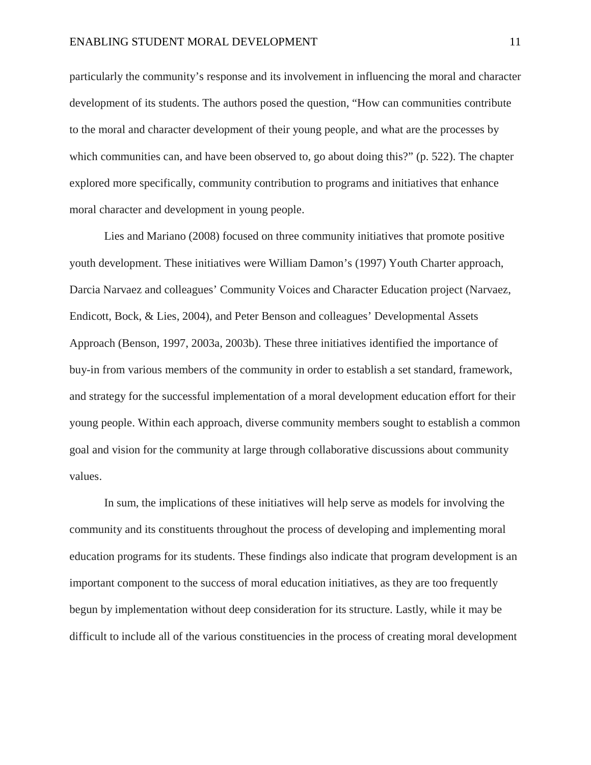particularly the community's response and its involvement in influencing the moral and character development of its students. The authors posed the question, "How can communities contribute to the moral and character development of their young people, and what are the processes by which communities can, and have been observed to, go about doing this?" (p. 522). The chapter explored more specifically, community contribution to programs and initiatives that enhance moral character and development in young people.

Lies and Mariano (2008) focused on three community initiatives that promote positive youth development. These initiatives were William Damon's (1997) Youth Charter approach, Darcia Narvaez and colleagues' Community Voices and Character Education project (Narvaez, Endicott, Bock, & Lies, 2004), and Peter Benson and colleagues' Developmental Assets Approach (Benson, 1997, 2003a, 2003b). These three initiatives identified the importance of buy-in from various members of the community in order to establish a set standard, framework, and strategy for the successful implementation of a moral development education effort for their young people. Within each approach, diverse community members sought to establish a common goal and vision for the community at large through collaborative discussions about community values.

In sum, the implications of these initiatives will help serve as models for involving the community and its constituents throughout the process of developing and implementing moral education programs for its students. These findings also indicate that program development is an important component to the success of moral education initiatives, as they are too frequently begun by implementation without deep consideration for its structure. Lastly, while it may be difficult to include all of the various constituencies in the process of creating moral development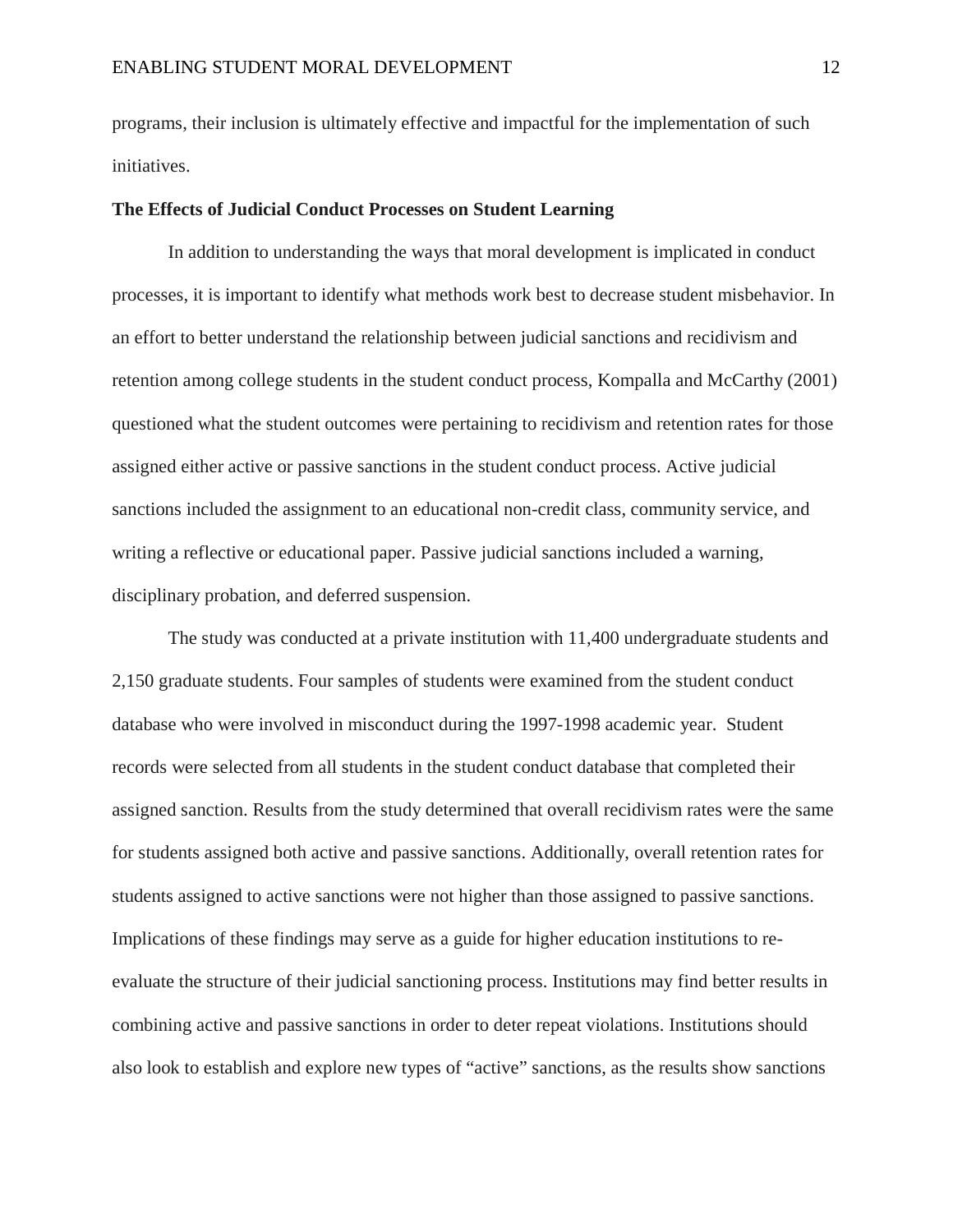programs, their inclusion is ultimately effective and impactful for the implementation of such initiatives.

**The Effects of Judicial Conduct Processes on Student Learning**

In addition to understanding the ways that moral development is implicated in conduct processes, it is important to identify what methods work best to decrease student misbehavior. In an effort to better understand the relationship between judicial sanctions and recidivism and retention among college students in the student conduct process, Kompalla and McCarthy (2001) questioned what the student outcomes were pertaining to recidivism and retention rates for those assigned either active or passive sanctions in the student conduct process. Active judicial sanctions included the assignment to an educational non-credit class, community service, and writing a reflective or educational paper. Passive judicial sanctions included a warning, disciplinary probation, and deferred suspension.

The study was conducted at a private institution with 11,400 undergraduate students and 2,150 graduate students. Four samples of students were examined from the student conduct database who were involved in misconduct during the 1997-1998 academic year. Student records were selected from all students in the student conduct database that completed their assigned sanction. Results from the study determined that overall recidivism rates were the same for students assigned both active and passive sanctions. Additionally, overall retention rates for students assigned to active sanctions were not higher than those assigned to passive sanctions. Implications of these findings may serve as a guide for higher education institutions to re-evaluate the structure of their judicial sanctioning process. Institutions may find better results in combining active and passive sanctions in order to deter repeat violations. Institutions should also look to establish and explore new types of "active" sanctions, as the results show sanctions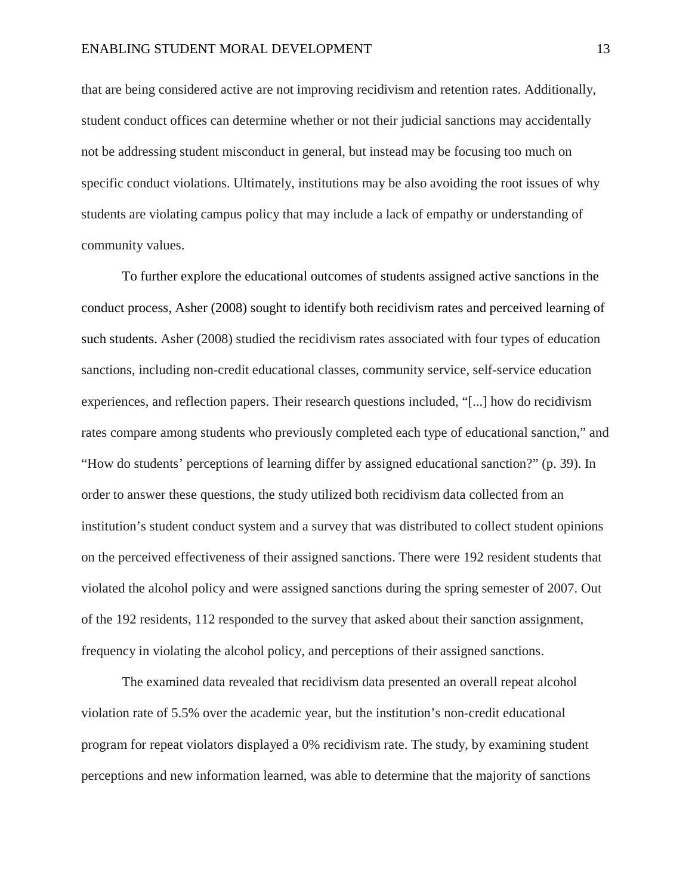that are being considered active are not improving recidivism and retention rates. Additionally, student conduct offices can determine whether or not their judicial sanctions may accidentally not be addressing student misconduct in general, but instead may be focusing too much on specific conduct violations. Ultimately, institutions may be also avoiding the root issues of why students are violating campus policy that may include a lack of empathy or understanding of community values.

To further explore the educational outcomes of students assigned active sanctions in the conduct process, Asher (2008) sought to identify both recidivism rates and perceived learning of such students. Asher (2008) studied the recidivism rates associated with four types of education sanctions, including non-credit educational classes, community service, self-service education experiences, and reflection papers. Their research questions included, "[...] how do recidivism rates compare among students who previously completed each type of educational sanction," and "How do students' perceptions of learning differ by assigned educational sanction?" (p. 39). In order to answer these questions, the study utilized both recidivism data collected from an institution's student conduct system and a survey that was distributed to collect student opinions on the perceived effectiveness of their assigned sanctions. There were 192 resident students that violated the alcohol policy and were assigned sanctions during the spring semester of 2007. Out of the 192 residents, 112 responded to the survey that asked about their sanction assignment, frequency in violating the alcohol policy, and perceptions of their assigned sanctions.

The examined data revealed that recidivism data presented an overall repeat alcohol violation rate of 5.5% over the academic year, but the institution's non-credit educational program for repeat violators displayed a 0% recidivism rate. The study, by examining student perceptions and new information learned, was able to determine that the majority of sanctions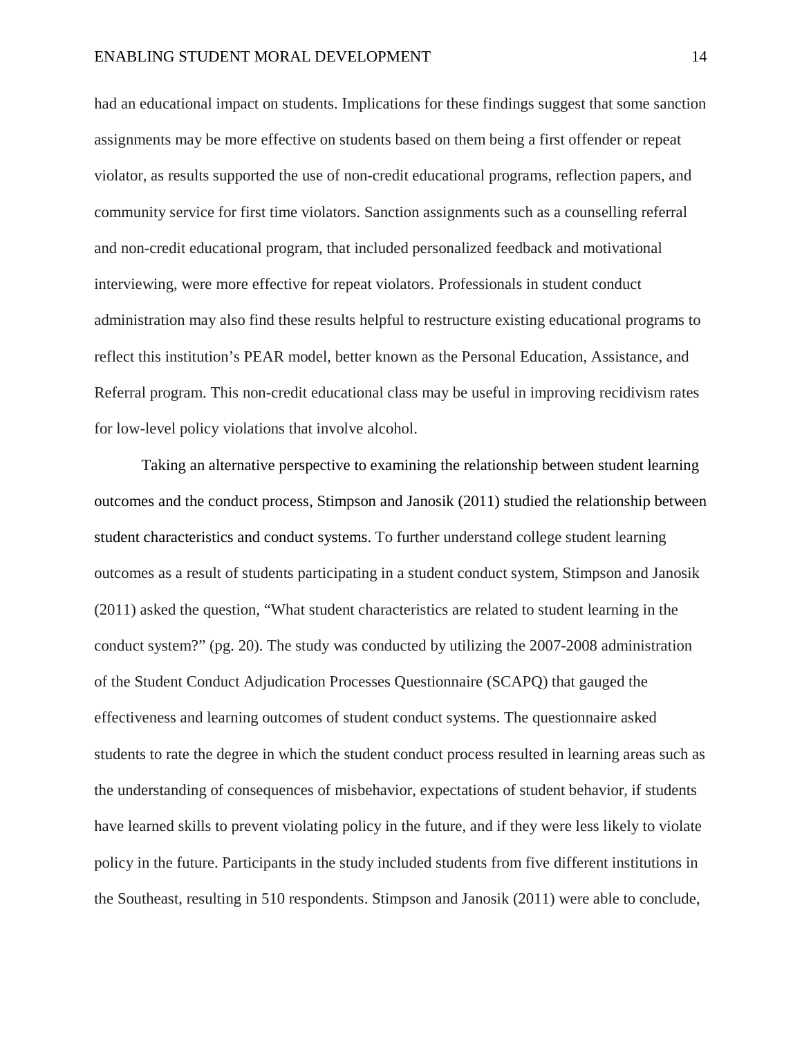had an educational impact on students. Implications for these findings suggest that some sanction assignments may be more effective on students based on them being a first offender or repeat violator, as results supported the use of non-credit educational programs, reflection papers, and community service for first time violators. Sanction assignments such as a counselling referral and non-credit educational program, that included personalized feedback and motivational interviewing, were more effective for repeat violators. Professionals in student conduct administration may also find these results helpful to restructure existing educational programs to reflect this institution's PEAR model, better known as the Personal Education, Assistance, and Referral program. This non-credit educational class may be useful in improving recidivism rates for low-level policy violations that involve alcohol.

Taking an alternative perspective to examining the relationship between student learning outcomes and the conduct process, Stimpson and Janosik (2011) studied the relationship between student characteristics and conduct systems. To further understand college student learning outcomes as a result of students participating in a student conduct system, Stimpson and Janosik (2011) asked the question, "What student characteristics are related to student learning in the conduct system?" (pg. 20). The study was conducted by utilizing the 2007-2008 administration of the Student Conduct Adjudication Processes Questionnaire (SCAPQ) that gauged the effectiveness and learning outcomes of student conduct systems. The questionnaire asked students to rate the degree in which the student conduct process resulted in learning areas such as the understanding of consequences of misbehavior, expectations of student behavior, if students have learned skills to prevent violating policy in the future, and if they were less likely to violate policy in the future. Participants in the study included students from five different institutions in the Southeast, resulting in 510 respondents. Stimpson and Janosik (2011) were able to conclude,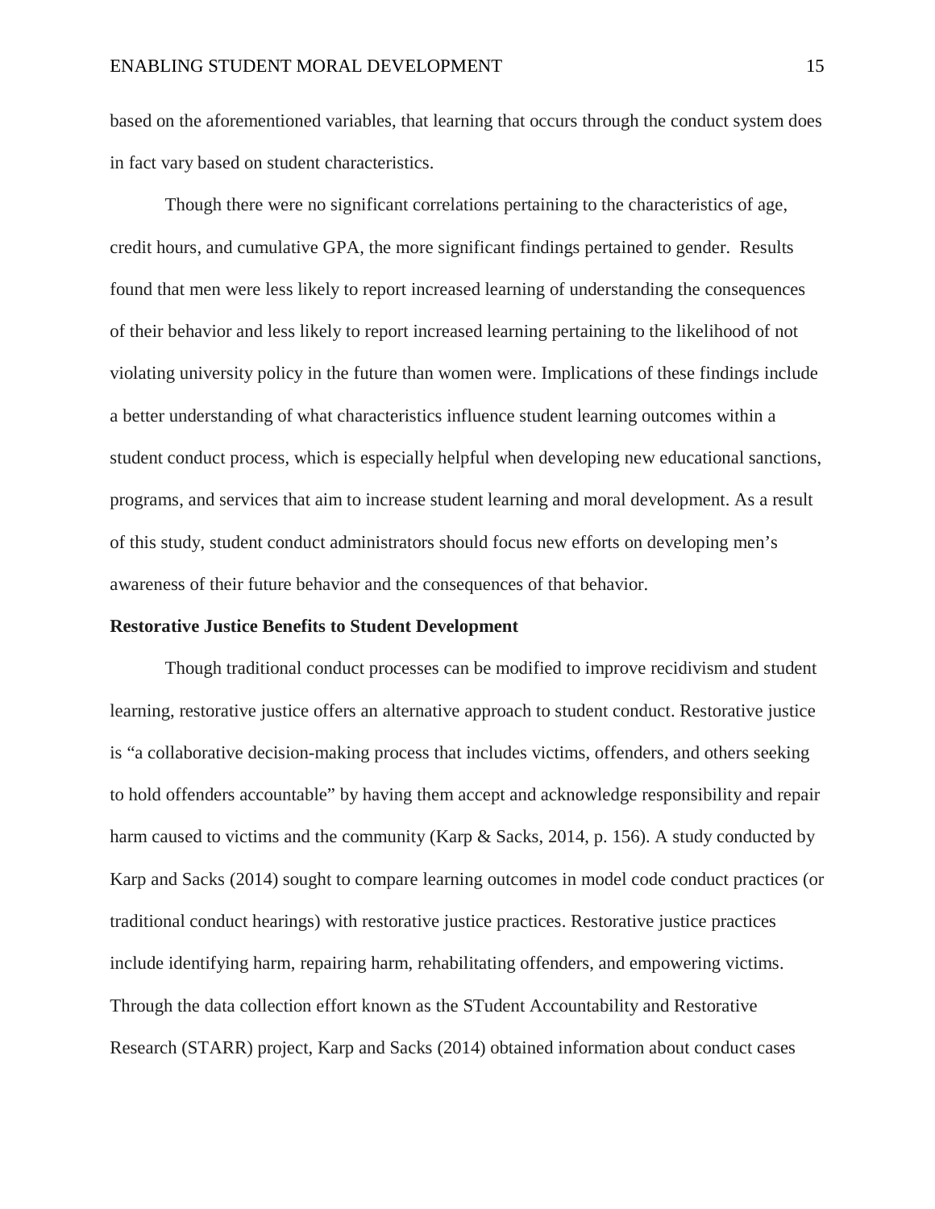based on the aforementioned variables, that learning that occurs through the conduct system does in fact vary based on student characteristics.

Though there were no significant correlations pertaining to the characteristics of age, credit hours, and cumulative GPA, the more significant findings pertained to gender. Results found that men were less likely to report increased learning of understanding the consequences of their behavior and less likely to report increased learning pertaining to the likelihood of not violating university policy in the future than women were. Implications of these findings include a better understanding of what characteristics influence student learning outcomes within a student conduct process, which is especially helpful when developing new educational sanctions, programs, and services that aim to increase student learning and moral development. As a result of this study, student conduct administrators should focus new efforts on developing men's awareness of their future behavior and the consequences of that behavior.

**Restorative Justice Benefits to Student Development**

Though traditional conduct processes can be modified to improve recidivism and student learning, restorative justice offers an alternative approach to student conduct. Restorative justice is "a collaborative decision-making process that includes victims, offenders, and others seeking to hold offenders accountable" by having them accept and acknowledge responsibility and repair harm caused to victims and the community (Karp & Sacks, 2014, p. 156). A study conducted by Karp and Sacks (2014) sought to compare learning outcomes in model code conduct practices (or traditional conduct hearings) with restorative justice practices. Restorative justice practices include identifying harm, repairing harm, rehabilitating offenders, and empowering victims. Through the data collection effort known as the STudent Accountability and Restorative Research (STARR) project, Karp and Sacks (2014) obtained information about conduct cases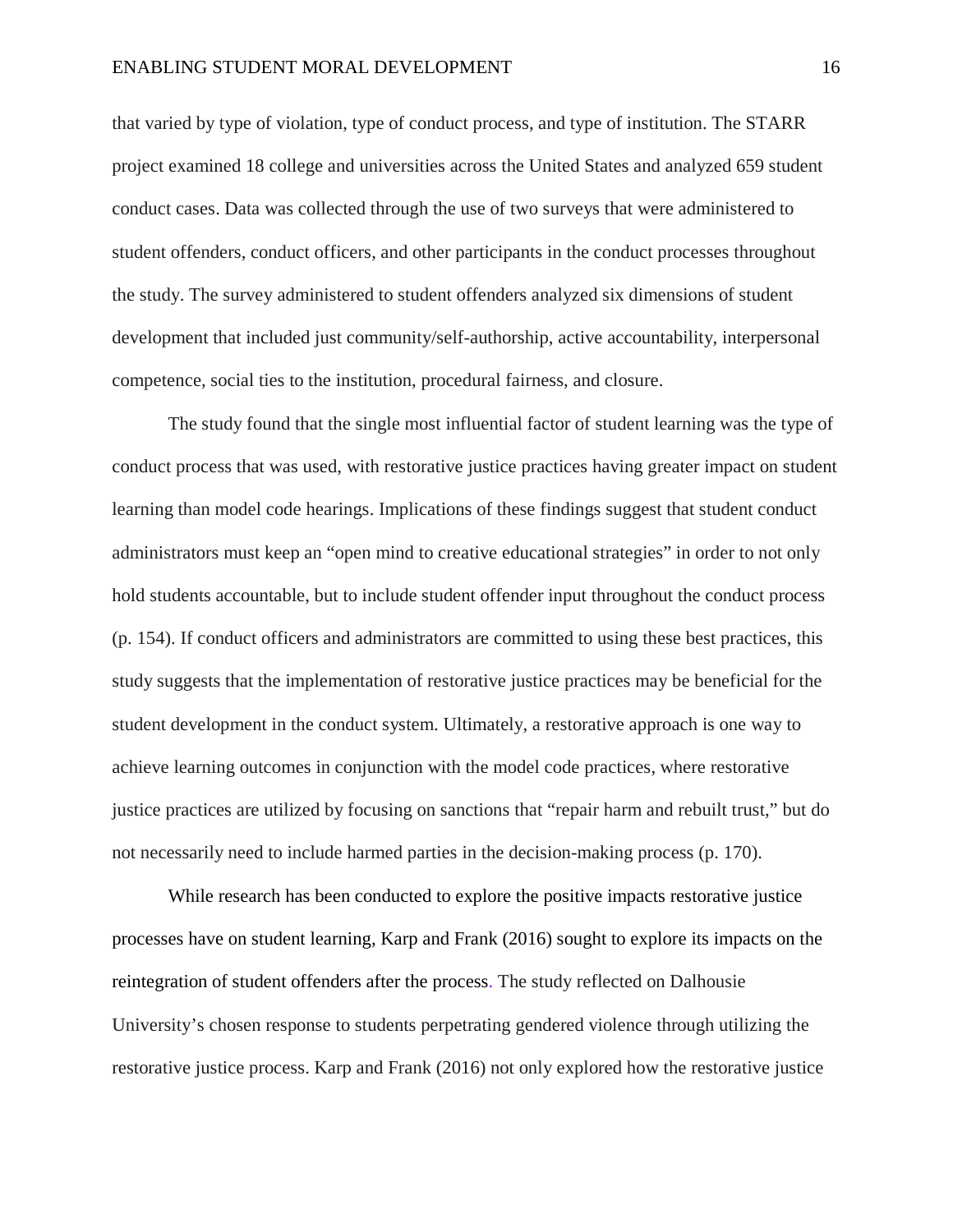that varied by type of violation, type of conduct process, and type of institution. The STARR project examined 18 college and universities across the United States and analyzed 659 student conduct cases. Data was collected through the use of two surveys that were administered to student offenders, conduct officers, and other participants in the conduct processes throughout the study. The survey administered to student offenders analyzed six dimensions of student development that included just community/self-authorship, active accountability, interpersonal competence, social ties to the institution, procedural fairness, and closure.

The study found that the single most influential factor of student learning was the type of conduct process that was used, with restorative justice practices having greater impact on student learning than model code hearings. Implications of these findings suggest that student conduct administrators must keep an "open mind to creative educational strategies" in order to not only hold students accountable, but to include student offender input throughout the conduct process (p. 154). If conduct officers and administrators are committed to using these best practices, this study suggests that the implementation of restorative justice practices may be beneficial for the student development in the conduct system. Ultimately, a restorative approach is one way to achieve learning outcomes in conjunction with the model code practices, where restorative justice practices are utilized by focusing on sanctions that "repair harm and rebuilt trust," but do not necessarily need to include harmed parties in the decision-making process (p. 170).

While research has been conducted to explore the positive impacts restorative justice processes have on student learning, Karp and Frank (2016) sought to explore its impacts on the reintegration of student offenders after the process. The study reflected on Dalhousie University's chosen response to students perpetrating gendered violence through utilizing the restorative justice process. Karp and Frank (2016) not only explored how the restorative justice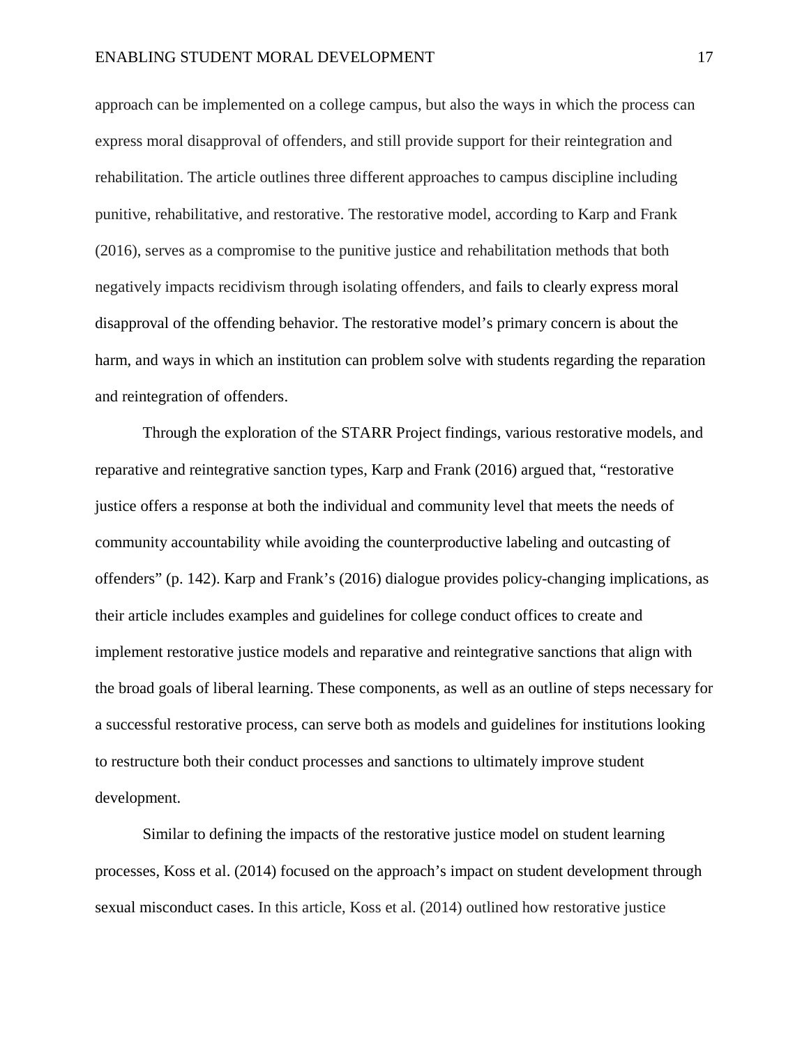approach can be implemented on a college campus, but also the ways in which the process can express moral disapproval of offenders, and still provide support for their reintegration and rehabilitation. The article outlines three different approaches to campus discipline including punitive, rehabilitative, and restorative. The restorative model, according to Karp and Frank (2016), serves as a compromise to the punitive justice and rehabilitation methods that both negatively impacts recidivism through isolating offenders, and fails to clearly express moral disapproval of the offending behavior. The restorative model's primary concern is about the harm, and ways in which an institution can problem solve with students regarding the reparation and reintegration of offenders.

Through the exploration of the STARR Project findings, various restorative models, and reparative and reintegrative sanction types, Karp and Frank (2016) argued that, "restorative justice offers a response at both the individual and community level that meets the needs of community accountability while avoiding the counterproductive labeling and outcasting of offenders" (p. 142). Karp and Frank's (2016) dialogue provides policy-changing implications, as their article includes examples and guidelines for college conduct offices to create and implement restorative justice models and reparative and reintegrative sanctions that align with the broad goals of liberal learning. These components, as well as an outline of steps necessary for a successful restorative process, can serve both as models and guidelines for institutions looking to restructure both their conduct processes and sanctions to ultimately improve student development.

Similar to defining the impacts of the restorative justice model on student learning processes, Koss et al. (2014) focused on the approach's impact on student development through sexual misconduct cases. In this article, Koss et al. (2014) outlined how restorative justice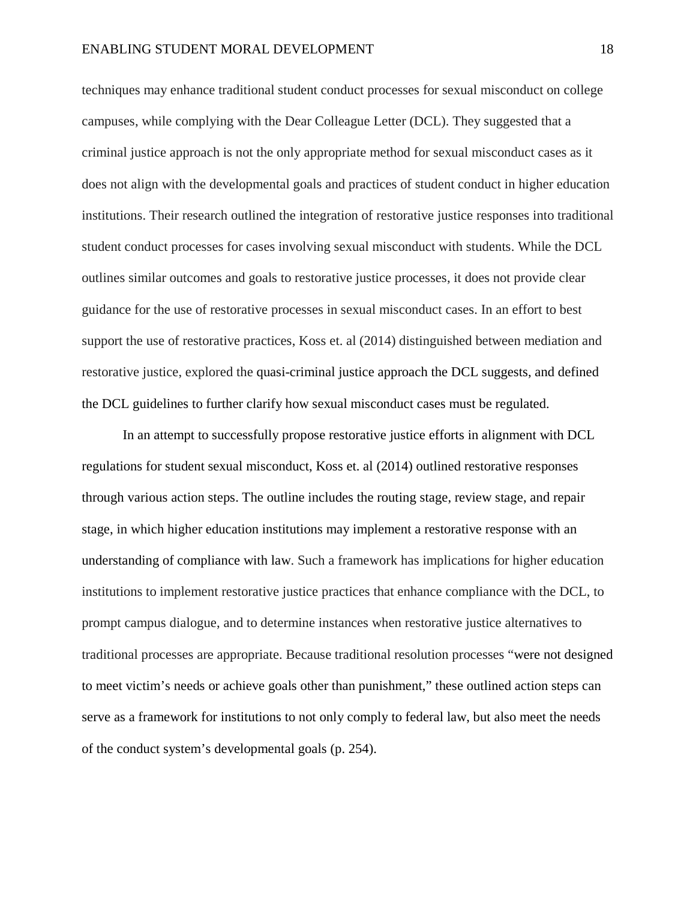techniques may enhance traditional student conduct processes for sexual misconduct on college campuses, while complying with the Dear Colleague Letter (DCL). They suggested that a criminal justice approach is not the only appropriate method for sexual misconduct cases as it does not align with the developmental goals and practices of student conduct in higher education institutions. Their research outlined the integration of restorative justice responses into traditional student conduct processes for cases involving sexual misconduct with students. While the DCL outlines similar outcomes and goals to restorative justice processes, it does not provide clear guidance for the use of restorative processes in sexual misconduct cases. In an effort to best support the use of restorative practices, Koss et. al (2014) distinguished between mediation and restorative justice, explored the quasi-criminal justice approach the DCL suggests, and defined the DCL guidelines to further clarify how sexual misconduct cases must be regulated.

In an attempt to successfully propose restorative justice efforts in alignment with DCL regulations for student sexual misconduct, Koss et. al (2014) outlined restorative responses through various action steps. The outline includes the routing stage, review stage, and repair stage, in which higher education institutions may implement a restorative response with an understanding of compliance with law. Such a framework has implications for higher education institutions to implement restorative justice practices that enhance compliance with the DCL, to prompt campus dialogue, and to determine instances when restorative justice alternatives to traditional processes are appropriate. Because traditional resolution processes "were not designed to meet victim's needs or achieve goals other than punishment," these outlined action steps can serve as a framework for institutions to not only comply to federal law, but also meet the needs of the conduct system's developmental goals (p. 254).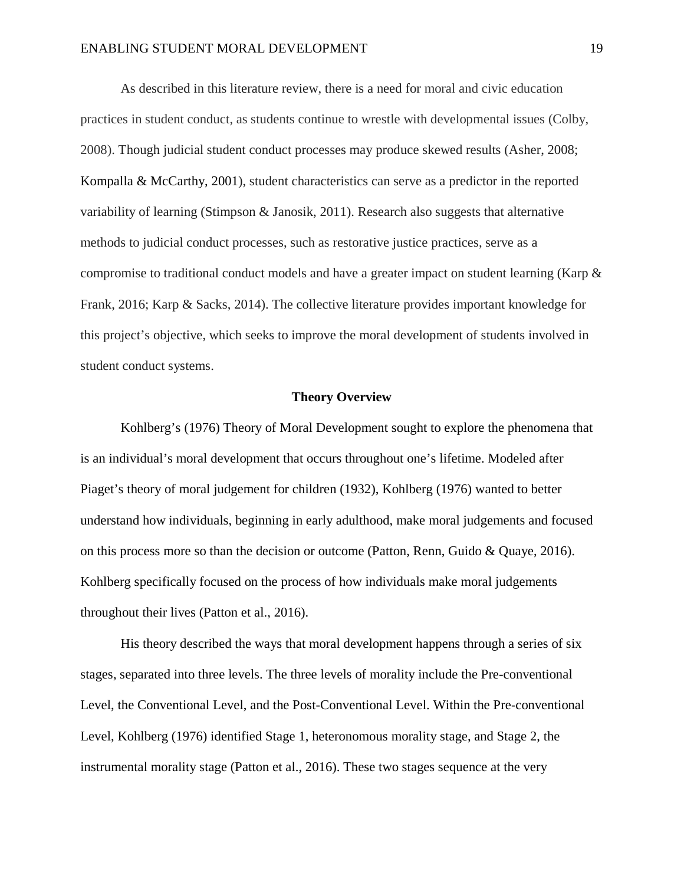As described in this literature review, there is a need for moral and civic education practices in student conduct, as students continue to wrestle with developmental issues (Colby, 2008). Though judicial student conduct processes may produce skewed results (Asher, 2008; Kompalla & McCarthy, 2001), student characteristics can serve as a predictor in the reported variability of learning (Stimpson & Janosik, 2011). Research also suggests that alternative methods to judicial conduct processes, such as restorative justice practices, serve as a compromise to traditional conduct models and have a greater impact on student learning (Karp & Frank, 2016; Karp & Sacks, 2014). The collective literature provides important knowledge for this project's objective, which seeks to improve the moral development of students involved in student conduct systems.

## Theory Overview

Kohlberg's (1976) Theory of Moral Development sought to explore the phenomena that is an individual's moral development that occurs throughout one's lifetime. Modeled after Piaget's theory of moral judgement for children (1932), Kohlberg (1976) wanted to better understand how individuals, beginning in early adulthood, make moral judgements and focused on this process more so than the decision or outcome (Patton, Renn, Guido & Quaye, 2016). Kohlberg specifically focused on the process of how individuals make moral judgements throughout their lives (Patton et al., 2016).

His theory described the ways that moral development happens through a series of six stages, separated into three levels. The three levels of morality include the Pre-conventional Level, the Conventional Level, and the Post-Conventional Level. Within the Pre-conventional Level, Kohlberg (1976) identified Stage 1, heteronomous morality stage, and Stage 2, the instrumental morality stage (Patton et al., 2016). These two stages sequence at the very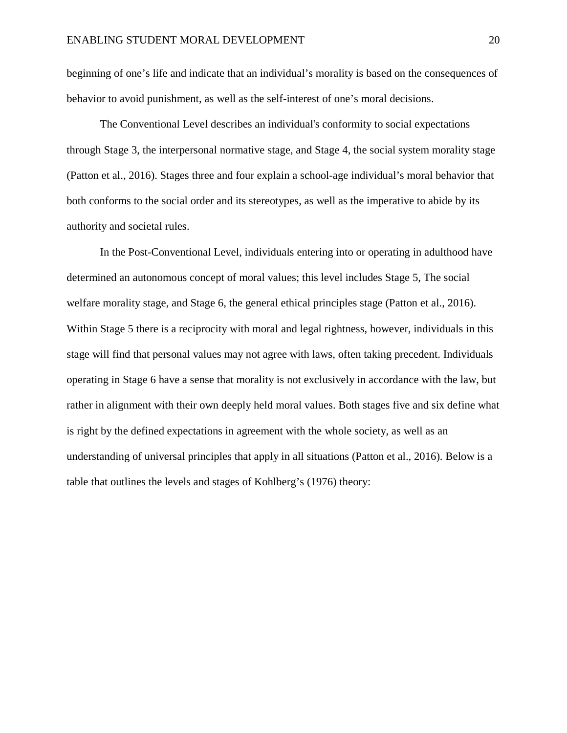beginning of one's life and indicate that an individual's morality is based on the consequences of behavior to avoid punishment, as well as the self-interest of one's moral decisions.

The Conventional Level describes an individual's conformity to social expectations through Stage 3, the interpersonal normative stage, and Stage 4, the social system morality stage (Patton et al., 2016). Stages three and four explain a school-age individual's moral behavior that both conforms to the social order and its stereotypes, as well as the imperative to abide by its authority and societal rules.

In the Post-Conventional Level, individuals entering into or operating in adulthood have determined an autonomous concept of moral values; this level includes Stage 5, The social welfare morality stage, and Stage 6, the general ethical principles stage (Patton et al., 2016). Within Stage 5 there is a reciprocity with moral and legal rightness, however, individuals in this stage will find that personal values may not agree with laws, often taking precedent. Individuals operating in Stage 6 have a sense that morality is not exclusively in accordance with the law, but rather in alignment with their own deeply held moral values. Both stages five and six define what is right by the defined expectations in agreement with the whole society, as well as an understanding of universal principles that apply in all situations (Patton et al., 2016). Below is a table that outlines the levels and stages of Kohlberg's (1976) theory: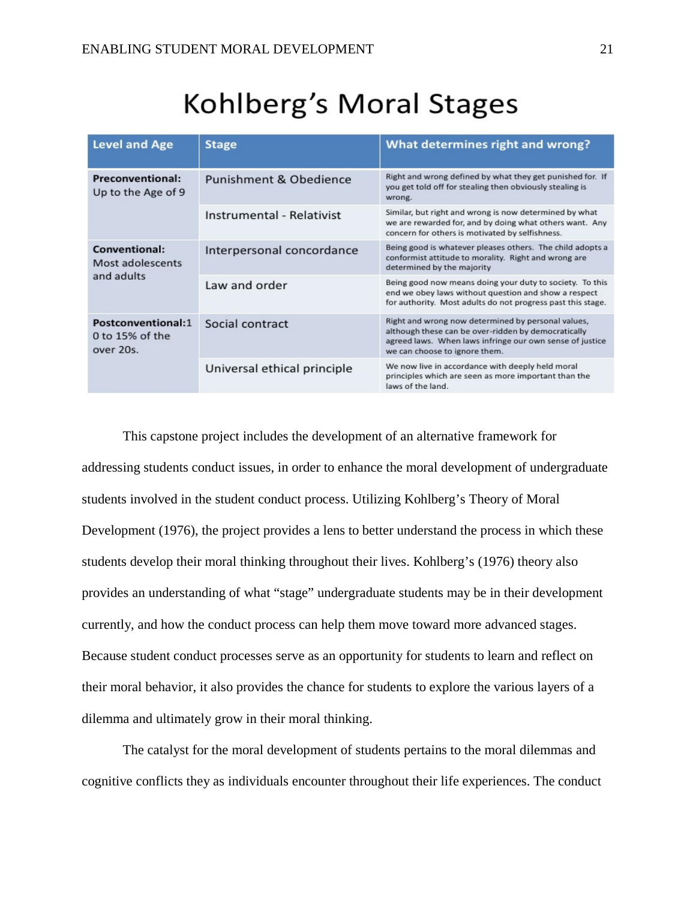# Kohlberg's Moral Stages

| Level and Age | Stage | What determines right and wrong? |
|---|---|---|
| **Preconventional:** Up to the Age of 9 | Punishment & Obedience | Right and wrong defined by what they get punished for. If you get told off for stealing then obviously stealing is wrong. |
| | Instrumental - Relativist | Similar, but right and wrong is now determined by what we are rewarded for, and by doing what others want. Any concern for others is motivated by selfishness. |
| **Conventional:** Most adolescents and adults | Interpersonal concordance | Being good is whatever pleases others. The child adopts a conformist attitude to morality. Right and wrong are determined by the majority |
| | Law and order | Being good now means doing your duty to society. To this end we obey laws without question and show a respect for authority. Most adults do not progress past this stage. |
| **Postconventional:**1 0 to 15% of the over 20s. | Social contract | Right and wrong now determined by personal values, although these can be over-ridden by democratically agreed laws. When laws infringe our own sense of justice we can choose to ignore them. |
| | Universal ethical principle | We now live in accordance with deeply held moral principles which are seen as more important than the laws of the land. |

This capstone project includes the development of an alternative framework for addressing students conduct issues, in order to enhance the moral development of undergraduate students involved in the student conduct process. Utilizing Kohlberg's Theory of Moral Development (1976), the project provides a lens to better understand the process in which these students develop their moral thinking throughout their lives. Kohlberg's (1976) theory also provides an understanding of what "stage" undergraduate students may be in their development currently, and how the conduct process can help them move toward more advanced stages. Because student conduct processes serve as an opportunity for students to learn and reflect on their moral behavior, it also provides the chance for students to explore the various layers of a dilemma and ultimately grow in their moral thinking.

The catalyst for the moral development of students pertains to the moral dilemmas and cognitive conflicts they as individuals encounter throughout their life experiences. The conduct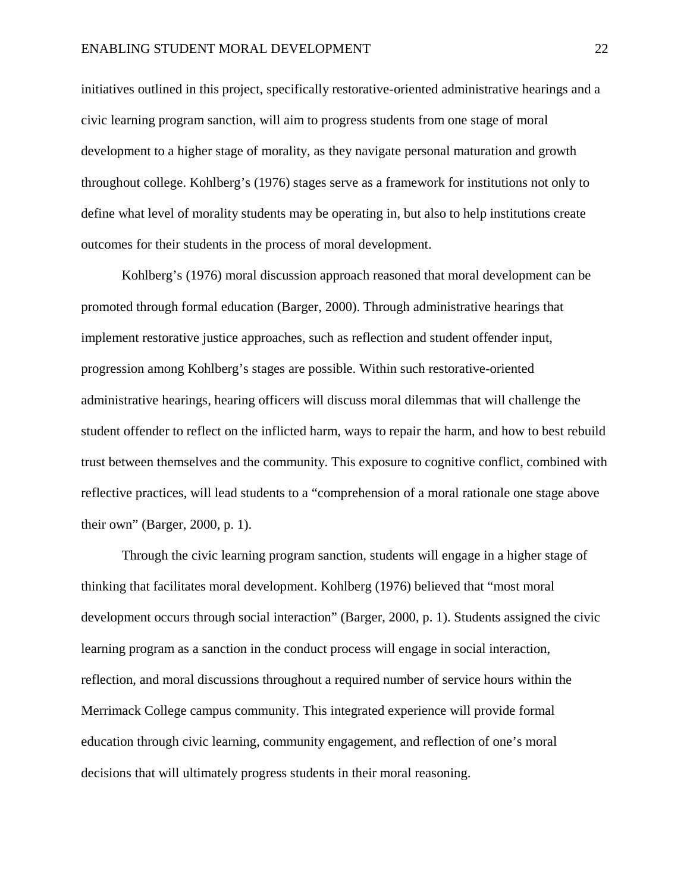initiatives outlined in this project, specifically restorative-oriented administrative hearings and a civic learning program sanction, will aim to progress students from one stage of moral development to a higher stage of morality, as they navigate personal maturation and growth throughout college. Kohlberg's (1976) stages serve as a framework for institutions not only to define what level of morality students may be operating in, but also to help institutions create outcomes for their students in the process of moral development.

Kohlberg's (1976) moral discussion approach reasoned that moral development can be promoted through formal education (Barger, 2000). Through administrative hearings that implement restorative justice approaches, such as reflection and student offender input, progression among Kohlberg's stages are possible. Within such restorative-oriented administrative hearings, hearing officers will discuss moral dilemmas that will challenge the student offender to reflect on the inflicted harm, ways to repair the harm, and how to best rebuild trust between themselves and the community. This exposure to cognitive conflict, combined with reflective practices, will lead students to a "comprehension of a moral rationale one stage above their own" (Barger, 2000, p. 1).

Through the civic learning program sanction, students will engage in a higher stage of thinking that facilitates moral development. Kohlberg (1976) believed that "most moral development occurs through social interaction" (Barger, 2000, p. 1). Students assigned the civic learning program as a sanction in the conduct process will engage in social interaction, reflection, and moral discussions throughout a required number of service hours within the Merrimack College campus community. This integrated experience will provide formal education through civic learning, community engagement, and reflection of one's moral decisions that will ultimately progress students in their moral reasoning.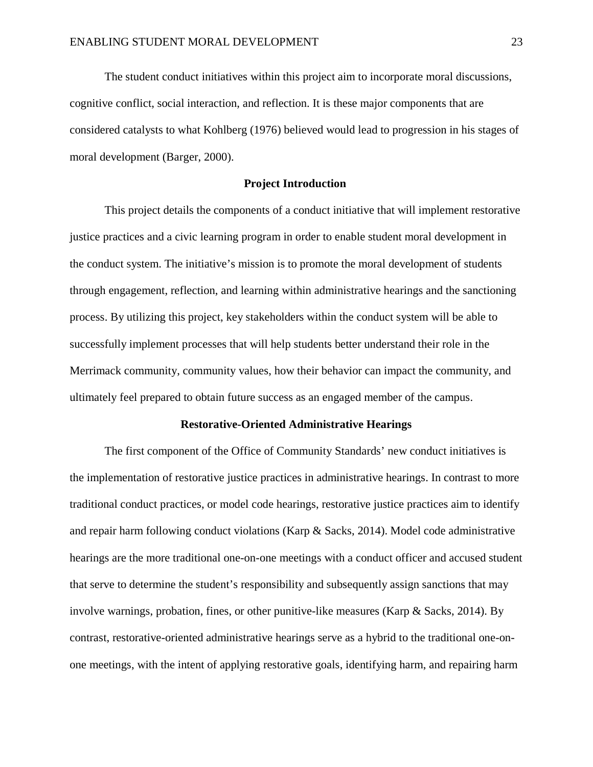The student conduct initiatives within this project aim to incorporate moral discussions, cognitive conflict, social interaction, and reflection. It is these major components that are considered catalysts to what Kohlberg (1976) believed would lead to progression in his stages of moral development (Barger, 2000).

## Project Introduction

This project details the components of a conduct initiative that will implement restorative justice practices and a civic learning program in order to enable student moral development in the conduct system. The initiative's mission is to promote the moral development of students through engagement, reflection, and learning within administrative hearings and the sanctioning process. By utilizing this project, key stakeholders within the conduct system will be able to successfully implement processes that will help students better understand their role in the Merrimack community, community values, how their behavior can impact the community, and ultimately feel prepared to obtain future success as an engaged member of the campus.

## Restorative-Oriented Administrative Hearings

The first component of the Office of Community Standards' new conduct initiatives is the implementation of restorative justice practices in administrative hearings. In contrast to more traditional conduct practices, or model code hearings, restorative justice practices aim to identify and repair harm following conduct violations (Karp & Sacks, 2014). Model code administrative hearings are the more traditional one-on-one meetings with a conduct officer and accused student that serve to determine the student's responsibility and subsequently assign sanctions that may involve warnings, probation, fines, or other punitive-like measures (Karp & Sacks, 2014). By contrast, restorative-oriented administrative hearings serve as a hybrid to the traditional one-on-one meetings, with the intent of applying restorative goals, identifying harm, and repairing harm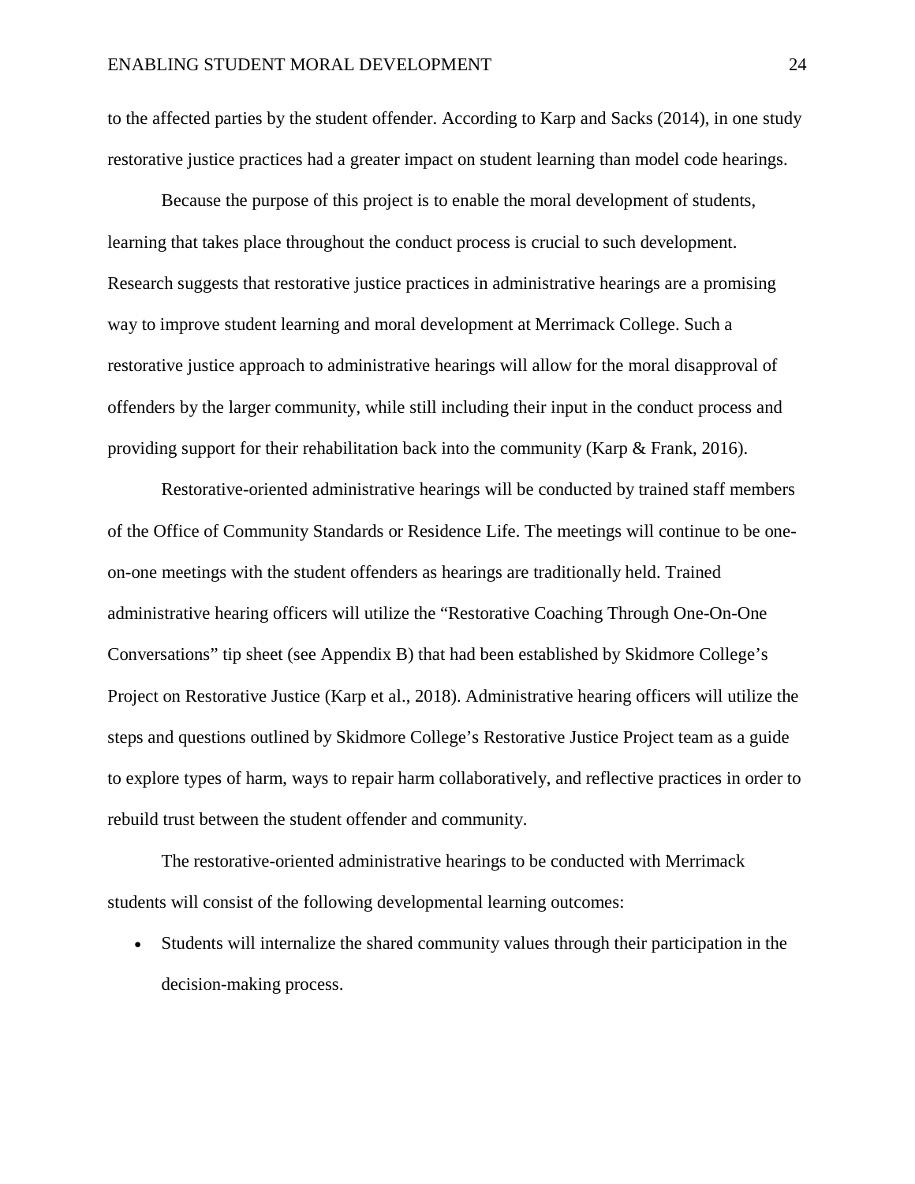to the affected parties by the student offender. According to Karp and Sacks (2014), in one study restorative justice practices had a greater impact on student learning than model code hearings.

Because the purpose of this project is to enable the moral development of students, learning that takes place throughout the conduct process is crucial to such development. Research suggests that restorative justice practices in administrative hearings are a promising way to improve student learning and moral development at Merrimack College. Such a restorative justice approach to administrative hearings will allow for the moral disapproval of offenders by the larger community, while still including their input in the conduct process and providing support for their rehabilitation back into the community (Karp & Frank, 2016).

Restorative-oriented administrative hearings will be conducted by trained staff members of the Office of Community Standards or Residence Life. The meetings will continue to be one-on-one meetings with the student offenders as hearings are traditionally held. Trained administrative hearing officers will utilize the "Restorative Coaching Through One-On-One Conversations" tip sheet (see Appendix B) that had been established by Skidmore College's Project on Restorative Justice (Karp et al., 2018). Administrative hearing officers will utilize the steps and questions outlined by Skidmore College's Restorative Justice Project team as a guide to explore types of harm, ways to repair harm collaboratively, and reflective practices in order to rebuild trust between the student offender and community.

The restorative-oriented administrative hearings to be conducted with Merrimack students will consist of the following developmental learning outcomes:

- Students will internalize the shared community values through their participation in the decision-making process.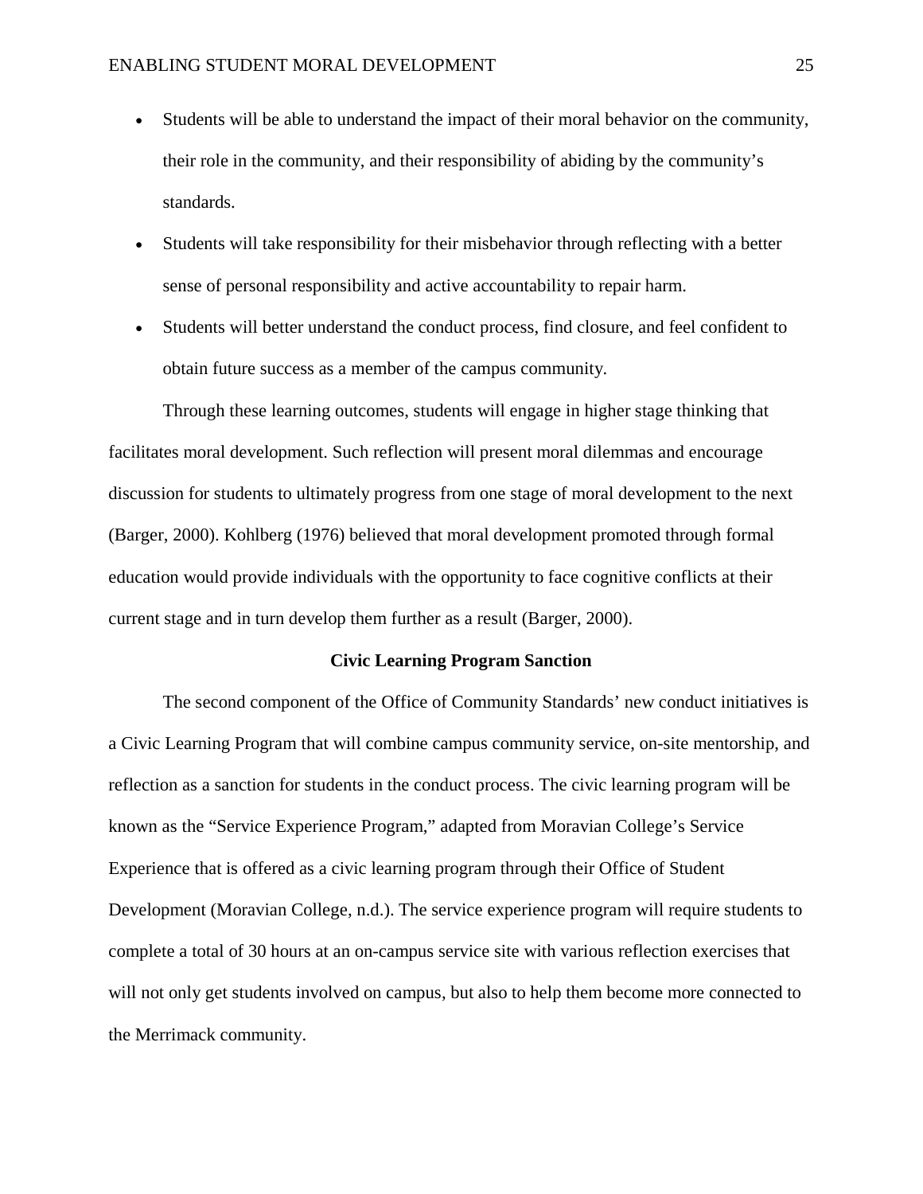- Students will be able to understand the impact of their moral behavior on the community, their role in the community, and their responsibility of abiding by the community's standards.
- Students will take responsibility for their misbehavior through reflecting with a better sense of personal responsibility and active accountability to repair harm.
- Students will better understand the conduct process, find closure, and feel confident to obtain future success as a member of the campus community.

Through these learning outcomes, students will engage in higher stage thinking that facilitates moral development. Such reflection will present moral dilemmas and encourage discussion for students to ultimately progress from one stage of moral development to the next (Barger, 2000). Kohlberg (1976) believed that moral development promoted through formal education would provide individuals with the opportunity to face cognitive conflicts at their current stage and in turn develop them further as a result (Barger, 2000).

## Civic Learning Program Sanction

The second component of the Office of Community Standards' new conduct initiatives is a Civic Learning Program that will combine campus community service, on-site mentorship, and reflection as a sanction for students in the conduct process. The civic learning program will be known as the "Service Experience Program," adapted from Moravian College's Service Experience that is offered as a civic learning program through their Office of Student Development (Moravian College, n.d.). The service experience program will require students to complete a total of 30 hours at an on-campus service site with various reflection exercises that will not only get students involved on campus, but also to help them become more connected to the Merrimack community.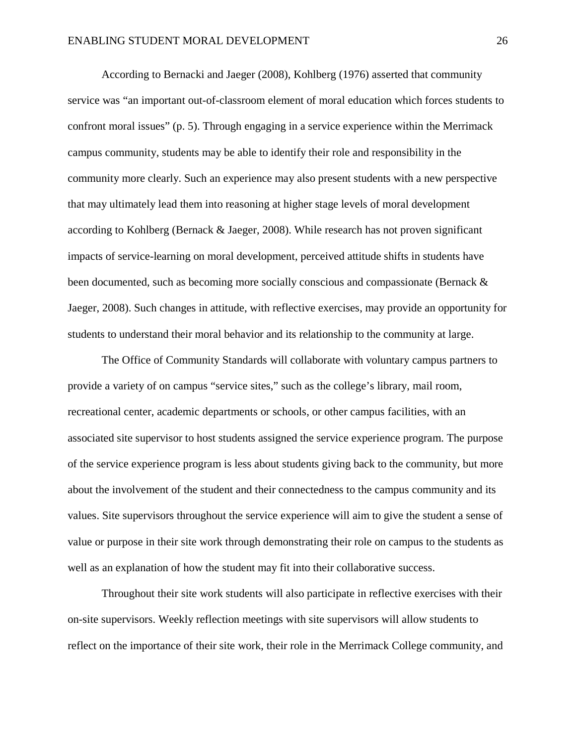According to Bernacki and Jaeger (2008), Kohlberg (1976) asserted that community service was "an important out-of-classroom element of moral education which forces students to confront moral issues" (p. 5). Through engaging in a service experience within the Merrimack campus community, students may be able to identify their role and responsibility in the community more clearly. Such an experience may also present students with a new perspective that may ultimately lead them into reasoning at higher stage levels of moral development according to Kohlberg (Bernack & Jaeger, 2008). While research has not proven significant impacts of service-learning on moral development, perceived attitude shifts in students have been documented, such as becoming more socially conscious and compassionate (Bernack & Jaeger, 2008). Such changes in attitude, with reflective exercises, may provide an opportunity for students to understand their moral behavior and its relationship to the community at large.

The Office of Community Standards will collaborate with voluntary campus partners to provide a variety of on campus "service sites," such as the college's library, mail room, recreational center, academic departments or schools, or other campus facilities, with an associated site supervisor to host students assigned the service experience program. The purpose of the service experience program is less about students giving back to the community, but more about the involvement of the student and their connectedness to the campus community and its values. Site supervisors throughout the service experience will aim to give the student a sense of value or purpose in their site work through demonstrating their role on campus to the students as well as an explanation of how the student may fit into their collaborative success.

Throughout their site work students will also participate in reflective exercises with their on-site supervisors. Weekly reflection meetings with site supervisors will allow students to reflect on the importance of their site work, their role in the Merrimack College community, and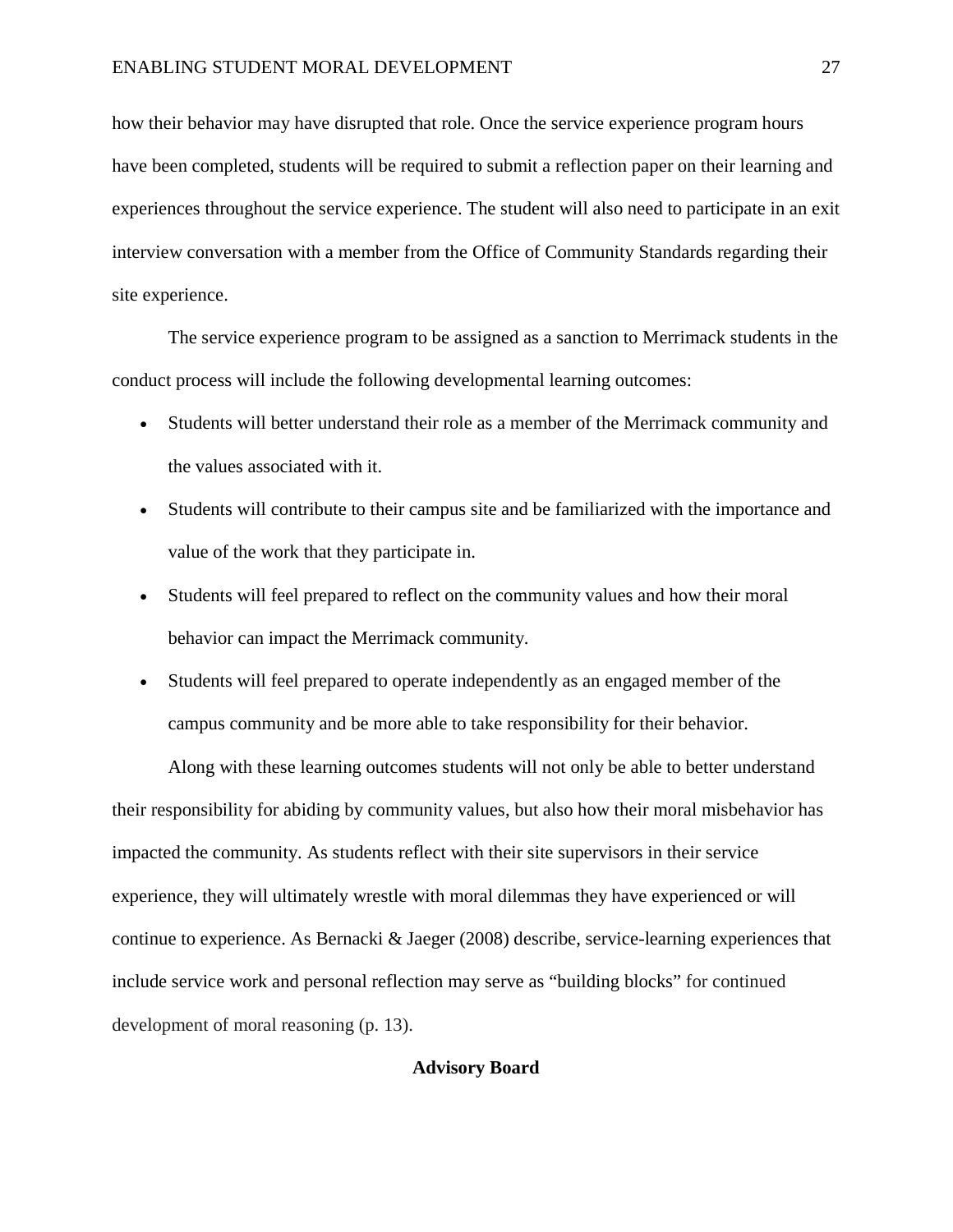how their behavior may have disrupted that role. Once the service experience program hours have been completed, students will be required to submit a reflection paper on their learning and experiences throughout the service experience. The student will also need to participate in an exit interview conversation with a member from the Office of Community Standards regarding their site experience.

The service experience program to be assigned as a sanction to Merrimack students in the conduct process will include the following developmental learning outcomes:

- Students will better understand their role as a member of the Merrimack community and the values associated with it.
- Students will contribute to their campus site and be familiarized with the importance and value of the work that they participate in.
- Students will feel prepared to reflect on the community values and how their moral behavior can impact the Merrimack community.
- Students will feel prepared to operate independently as an engaged member of the campus community and be more able to take responsibility for their behavior.

Along with these learning outcomes students will not only be able to better understand their responsibility for abiding by community values, but also how their moral misbehavior has impacted the community. As students reflect with their site supervisors in their service experience, they will ultimately wrestle with moral dilemmas they have experienced or will continue to experience. As Bernacki & Jaeger (2008) describe, service-learning experiences that include service work and personal reflection may serve as "building blocks" for continued development of moral reasoning (p. 13).

## Advisory Board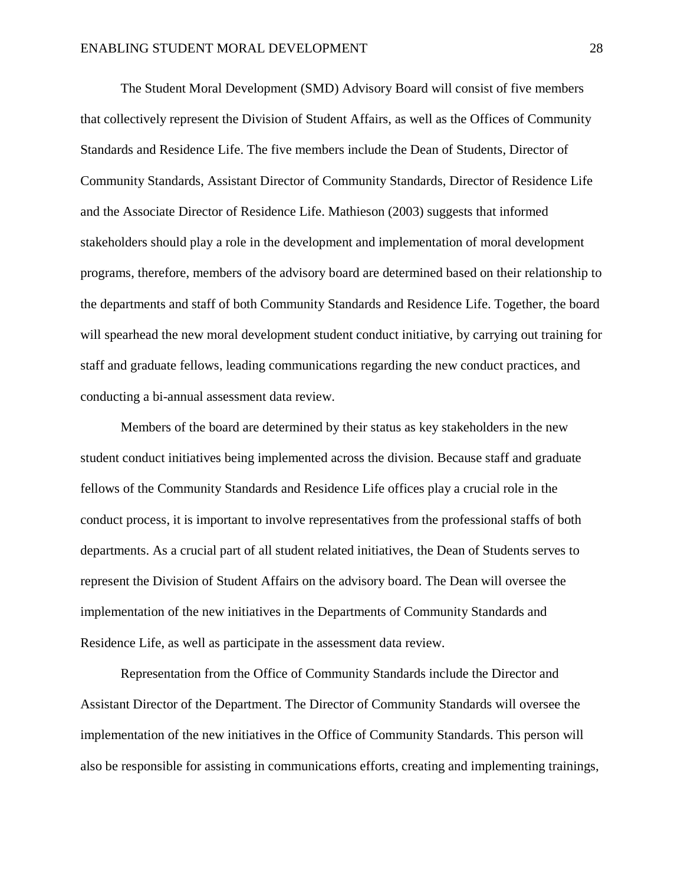The Student Moral Development (SMD) Advisory Board will consist of five members that collectively represent the Division of Student Affairs, as well as the Offices of Community Standards and Residence Life. The five members include the Dean of Students, Director of Community Standards, Assistant Director of Community Standards, Director of Residence Life and the Associate Director of Residence Life. Mathieson (2003) suggests that informed stakeholders should play a role in the development and implementation of moral development programs, therefore, members of the advisory board are determined based on their relationship to the departments and staff of both Community Standards and Residence Life. Together, the board will spearhead the new moral development student conduct initiative, by carrying out training for staff and graduate fellows, leading communications regarding the new conduct practices, and conducting a bi-annual assessment data review.

Members of the board are determined by their status as key stakeholders in the new student conduct initiatives being implemented across the division. Because staff and graduate fellows of the Community Standards and Residence Life offices play a crucial role in the conduct process, it is important to involve representatives from the professional staffs of both departments. As a crucial part of all student related initiatives, the Dean of Students serves to represent the Division of Student Affairs on the advisory board. The Dean will oversee the implementation of the new initiatives in the Departments of Community Standards and Residence Life, as well as participate in the assessment data review.

Representation from the Office of Community Standards include the Director and Assistant Director of the Department. The Director of Community Standards will oversee the implementation of the new initiatives in the Office of Community Standards. This person will also be responsible for assisting in communications efforts, creating and implementing trainings,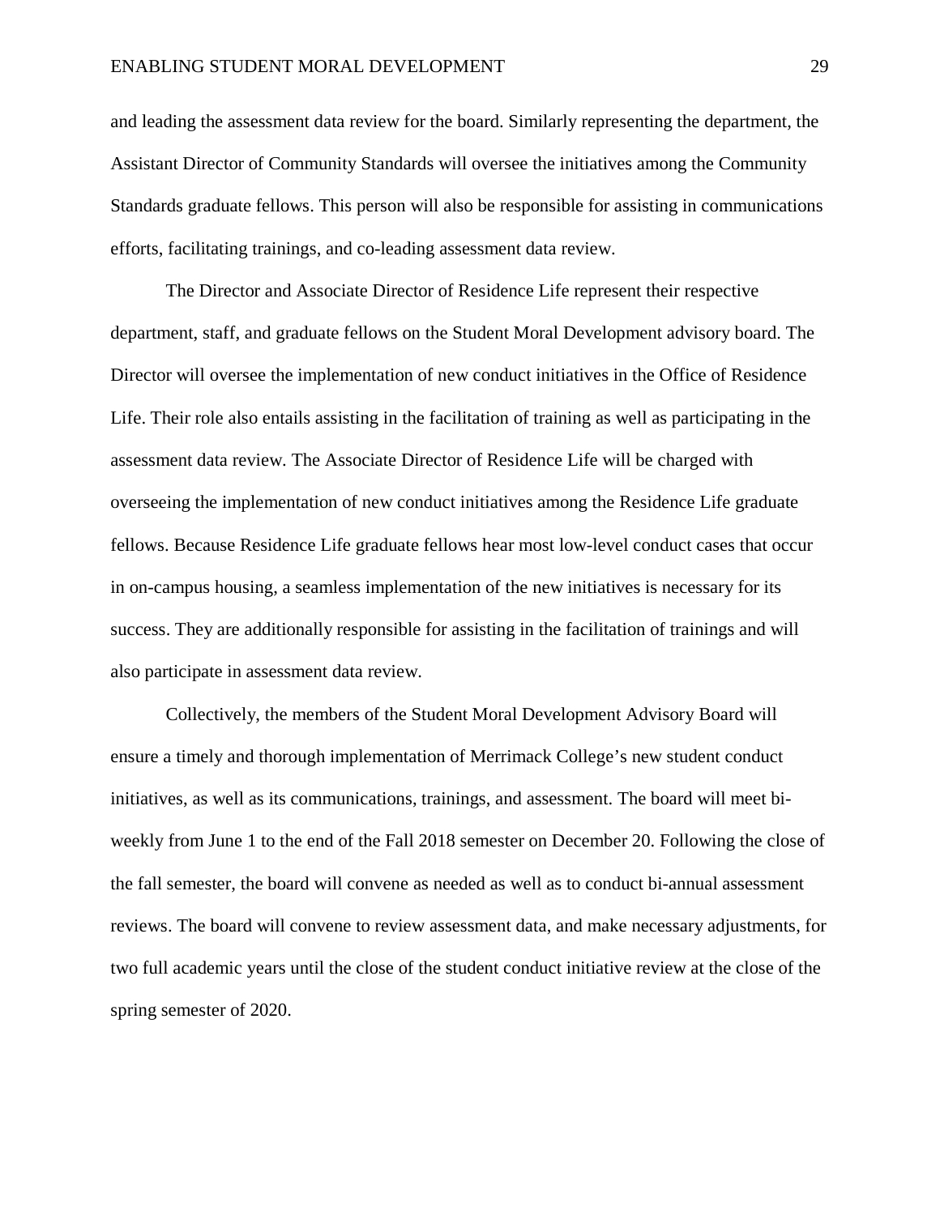and leading the assessment data review for the board. Similarly representing the department, the Assistant Director of Community Standards will oversee the initiatives among the Community Standards graduate fellows. This person will also be responsible for assisting in communications efforts, facilitating trainings, and co-leading assessment data review.

The Director and Associate Director of Residence Life represent their respective department, staff, and graduate fellows on the Student Moral Development advisory board. The Director will oversee the implementation of new conduct initiatives in the Office of Residence Life. Their role also entails assisting in the facilitation of training as well as participating in the assessment data review. The Associate Director of Residence Life will be charged with overseeing the implementation of new conduct initiatives among the Residence Life graduate fellows. Because Residence Life graduate fellows hear most low-level conduct cases that occur in on-campus housing, a seamless implementation of the new initiatives is necessary for its success. They are additionally responsible for assisting in the facilitation of trainings and will also participate in assessment data review.

Collectively, the members of the Student Moral Development Advisory Board will ensure a timely and thorough implementation of Merrimack College's new student conduct initiatives, as well as its communications, trainings, and assessment. The board will meet bi-weekly from June 1 to the end of the Fall 2018 semester on December 20. Following the close of the fall semester, the board will convene as needed as well as to conduct bi-annual assessment reviews. The board will convene to review assessment data, and make necessary adjustments, for two full academic years until the close of the student conduct initiative review at the close of the spring semester of 2020.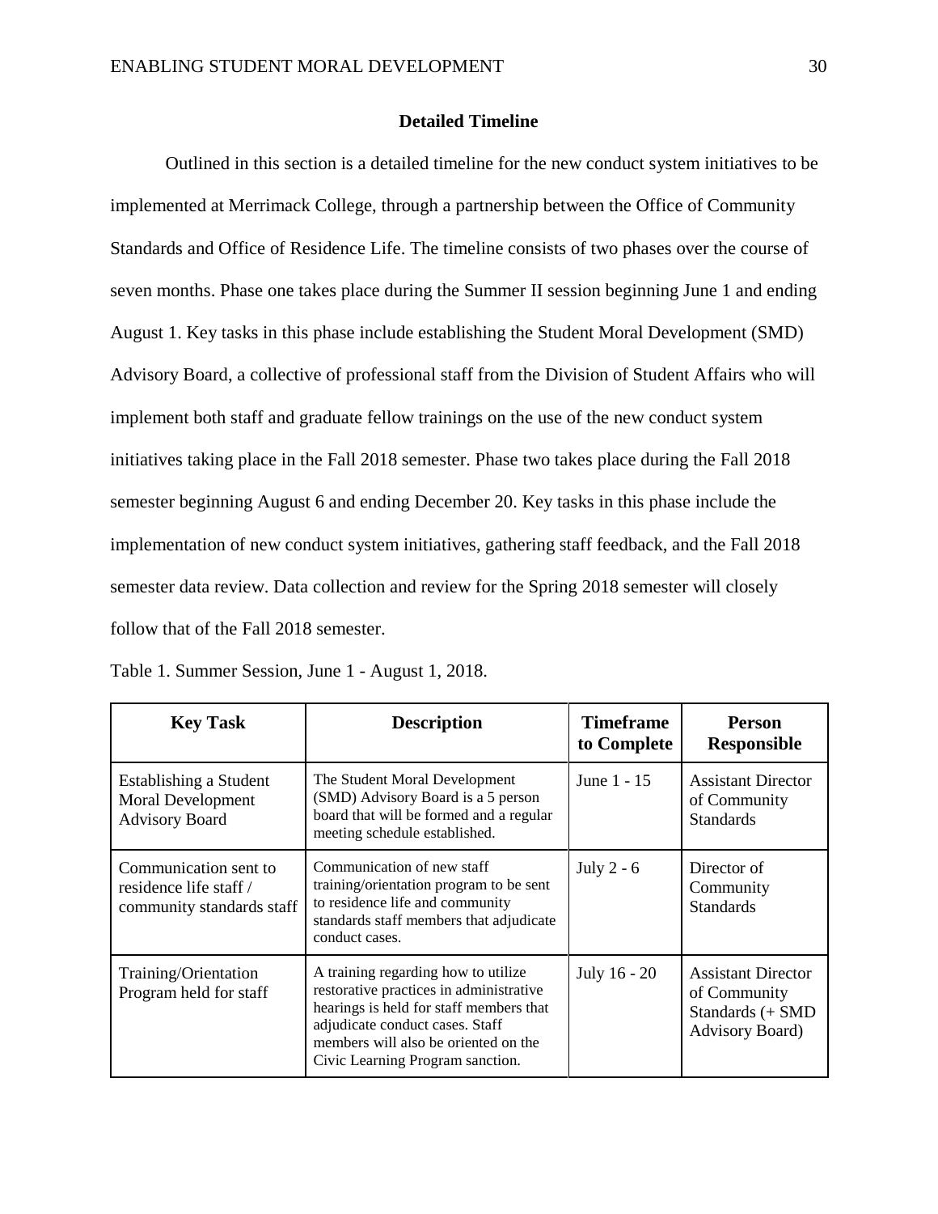## Detailed Timeline

Outlined in this section is a detailed timeline for the new conduct system initiatives to be implemented at Merrimack College, through a partnership between the Office of Community Standards and Office of Residence Life. The timeline consists of two phases over the course of seven months. Phase one takes place during the Summer II session beginning June 1 and ending August 1. Key tasks in this phase include establishing the Student Moral Development (SMD) Advisory Board, a collective of professional staff from the Division of Student Affairs who will implement both staff and graduate fellow trainings on the use of the new conduct system initiatives taking place in the Fall 2018 semester. Phase two takes place during the Fall 2018 semester beginning August 6 and ending December 20. Key tasks in this phase include the implementation of new conduct system initiatives, gathering staff feedback, and the Fall 2018 semester data review. Data collection and review for the Spring 2018 semester will closely follow that of the Fall 2018 semester.

Table 1. Summer Session, June 1 - August 1, 2018.

| Key Task | Description | Timeframe to Complete | Person Responsible |
|---|---|---|---|
| Establishing a Student Moral Development Advisory Board | The Student Moral Development (SMD) Advisory Board is a 5 person board that will be formed and a regular meeting schedule established. | June 1 - 15 | Assistant Director of Community Standards |
| Communication sent to residence life staff / community standards staff | Communication of new staff training/orientation program to be sent to residence life and community standards staff members that adjudicate conduct cases. | July 2 - 6 | Director of Community Standards |
| Training/Orientation Program held for staff | A training regarding how to utilize restorative practices in administrative hearings is held for staff members that adjudicate conduct cases. Staff members will also be oriented on the Civic Learning Program sanction. | July 16 - 20 | Assistant Director of Community Standards (+ SMD Advisory Board) |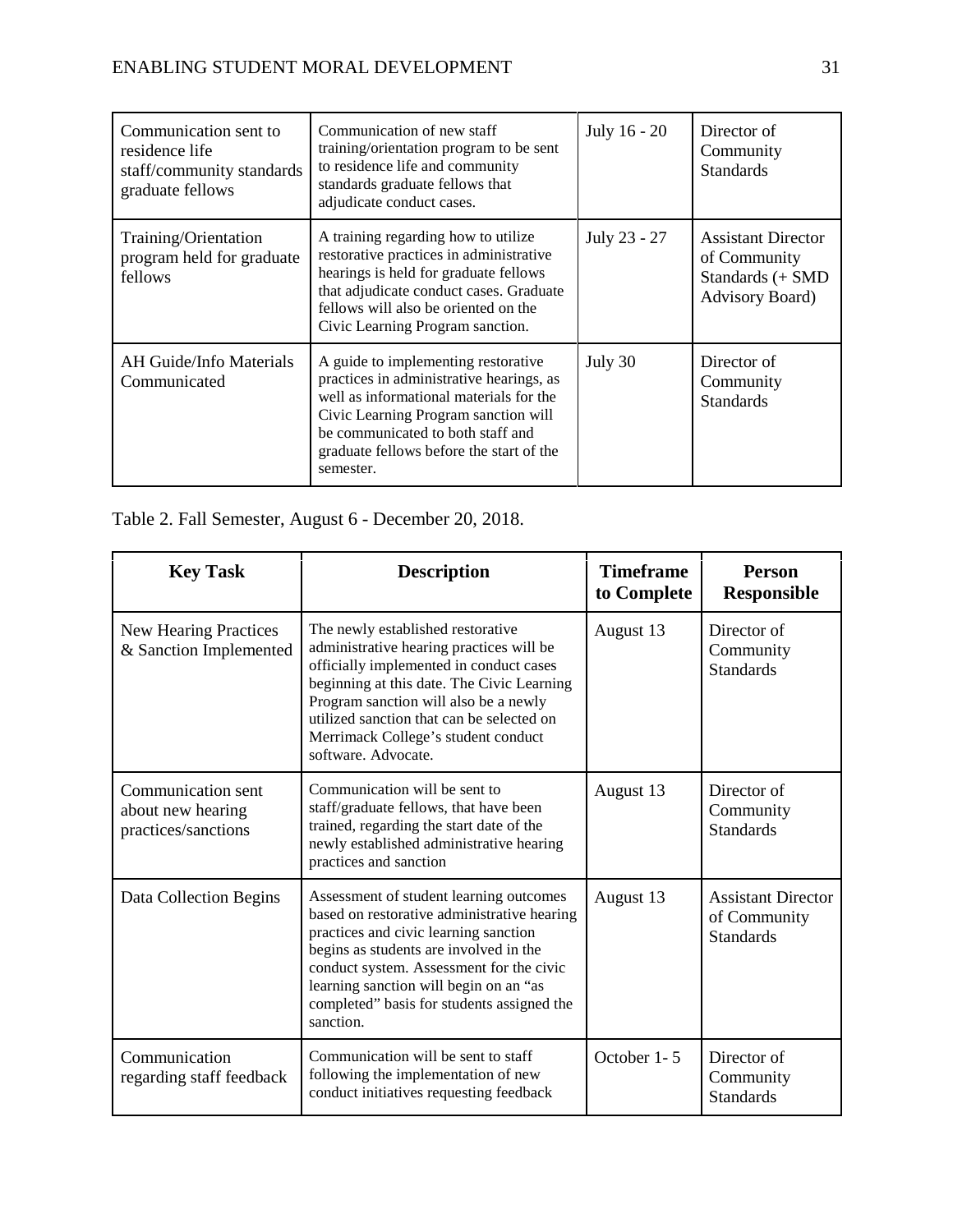| | | | |
|---|---|---|---|
| Communication sent to residence life staff/community standards graduate fellows | Communication of new staff training/orientation program to be sent to residence life and community standards graduate fellows that adjudicate conduct cases. | July 16 - 20 | Director of Community Standards |
| Training/Orientation program held for graduate fellows | A training regarding how to utilize restorative practices in administrative hearings is held for graduate fellows that adjudicate conduct cases. Graduate fellows will also be oriented on the Civic Learning Program sanction. | July 23 - 27 | Assistant Director of Community Standards (+ SMD Advisory Board) |
| AH Guide/Info Materials Communicated | A guide to implementing restorative practices in administrative hearings, as well as informational materials for the Civic Learning Program sanction will be communicated to both staff and graduate fellows before the start of the semester. | July 30 | Director of Community Standards |

Table 2. Fall Semester, August 6 - December 20, 2018.

| Key Task | Description | Timeframe to Complete | Person Responsible |
|---|---|---|---|
| New Hearing Practices & Sanction Implemented | The newly established restorative administrative hearing practices will be officially implemented in conduct cases beginning at this date. The Civic Learning Program sanction will also be a newly utilized sanction that can be selected on Merrimack College's student conduct software. Advocate. | August 13 | Director of Community Standards |
| Communication sent about new hearing practices/sanctions | Communication will be sent to staff/graduate fellows, that have been trained, regarding the start date of the newly established administrative hearing practices and sanction | August 13 | Director of Community Standards |
| Data Collection Begins | Assessment of student learning outcomes based on restorative administrative hearing practices and civic learning sanction begins as students are involved in the conduct system. Assessment for the civic learning sanction will begin on an "as completed" basis for students assigned the sanction. | August 13 | Assistant Director of Community Standards |
| Communication regarding staff feedback | Communication will be sent to staff following the implementation of new conduct initiatives requesting feedback | October 1- 5 | Director of Community Standards |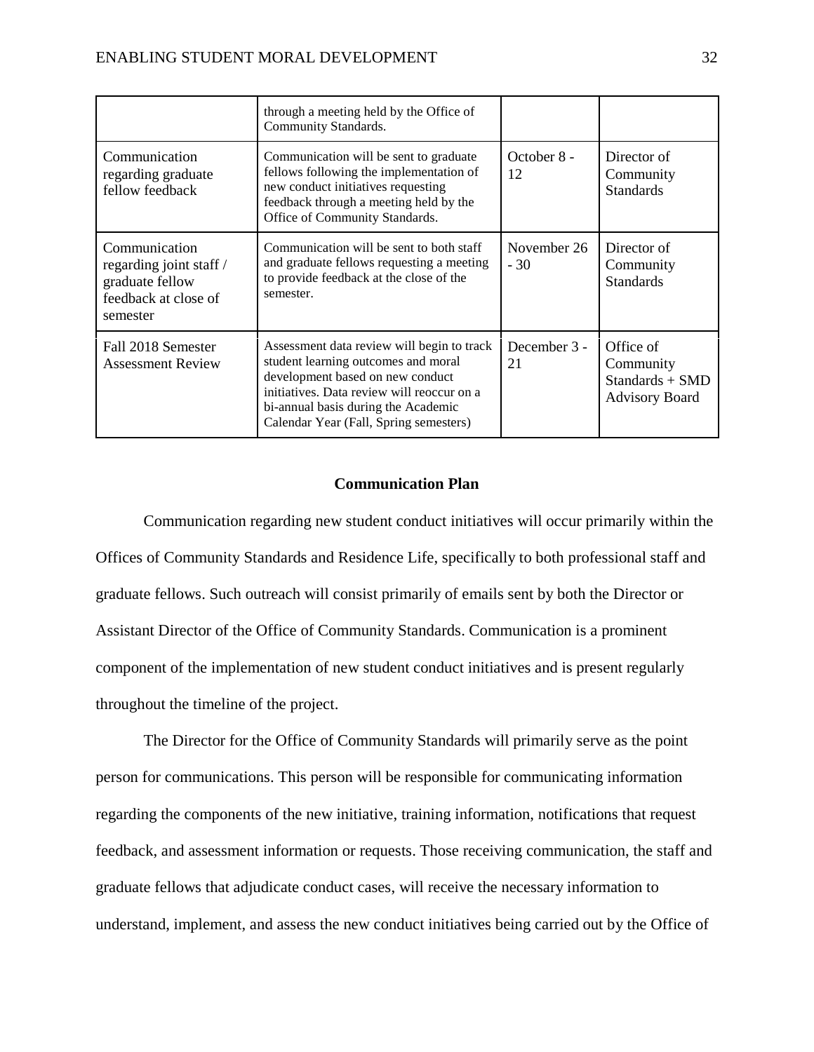| | | | |
|---|---|---|---|
| | through a meeting held by the Office of Community Standards. | | |
| Communication regarding graduate fellow feedback | Communication will be sent to graduate fellows following the implementation of new conduct initiatives requesting feedback through a meeting held by the Office of Community Standards. | October 8 - 12 | Director of Community Standards |
| Communication regarding joint staff / graduate fellow feedback at close of semester | Communication will be sent to both staff and graduate fellows requesting a meeting to provide feedback at the close of the semester. | November 26 - 30 | Director of Community Standards |
| Fall 2018 Semester Assessment Review | Assessment data review will begin to track student learning outcomes and moral development based on new conduct initiatives. Data review will reoccur on a bi-annual basis during the Academic Calendar Year (Fall, Spring semesters) | December 3 - 21 | Office of Community Standards + SMD Advisory Board |

## Communication Plan

Communication regarding new student conduct initiatives will occur primarily within the Offices of Community Standards and Residence Life, specifically to both professional staff and graduate fellows. Such outreach will consist primarily of emails sent by both the Director or Assistant Director of the Office of Community Standards. Communication is a prominent component of the implementation of new student conduct initiatives and is present regularly throughout the timeline of the project.

The Director for the Office of Community Standards will primarily serve as the point person for communications. This person will be responsible for communicating information regarding the components of the new initiative, training information, notifications that request feedback, and assessment information or requests. Those receiving communication, the staff and graduate fellows that adjudicate conduct cases, will receive the necessary information to understand, implement, and assess the new conduct initiatives being carried out by the Office of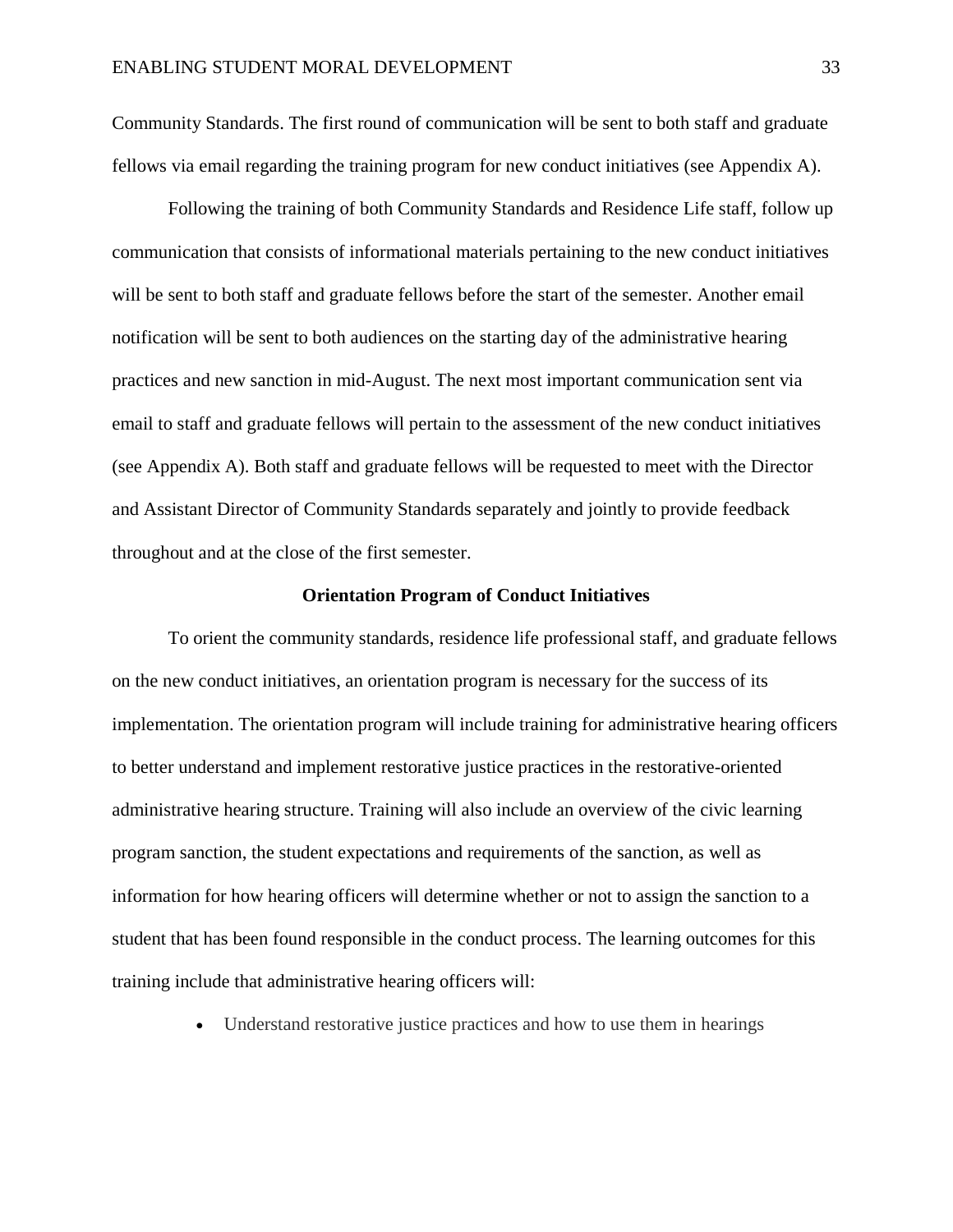Community Standards. The first round of communication will be sent to both staff and graduate fellows via email regarding the training program for new conduct initiatives (see Appendix A).

Following the training of both Community Standards and Residence Life staff, follow up communication that consists of informational materials pertaining to the new conduct initiatives will be sent to both staff and graduate fellows before the start of the semester. Another email notification will be sent to both audiences on the starting day of the administrative hearing practices and new sanction in mid-August. The next most important communication sent via email to staff and graduate fellows will pertain to the assessment of the new conduct initiatives (see Appendix A). Both staff and graduate fellows will be requested to meet with the Director and Assistant Director of Community Standards separately and jointly to provide feedback throughout and at the close of the first semester.

## Orientation Program of Conduct Initiatives

To orient the community standards, residence life professional staff, and graduate fellows on the new conduct initiatives, an orientation program is necessary for the success of its implementation. The orientation program will include training for administrative hearing officers to better understand and implement restorative justice practices in the restorative-oriented administrative hearing structure. Training will also include an overview of the civic learning program sanction, the student expectations and requirements of the sanction, as well as information for how hearing officers will determine whether or not to assign the sanction to a student that has been found responsible in the conduct process. The learning outcomes for this training include that administrative hearing officers will:

- Understand restorative justice practices and how to use them in hearings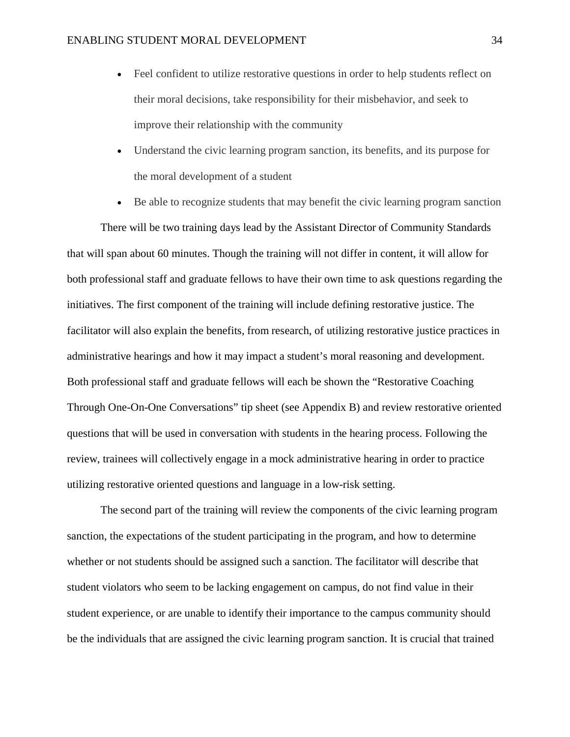- Feel confident to utilize restorative questions in order to help students reflect on their moral decisions, take responsibility for their misbehavior, and seek to improve their relationship with the community
- Understand the civic learning program sanction, its benefits, and its purpose for the moral development of a student
- Be able to recognize students that may benefit the civic learning program sanction

There will be two training days lead by the Assistant Director of Community Standards that will span about 60 minutes. Though the training will not differ in content, it will allow for both professional staff and graduate fellows to have their own time to ask questions regarding the initiatives. The first component of the training will include defining restorative justice. The facilitator will also explain the benefits, from research, of utilizing restorative justice practices in administrative hearings and how it may impact a student's moral reasoning and development. Both professional staff and graduate fellows will each be shown the "Restorative Coaching Through One-On-One Conversations" tip sheet (see Appendix B) and review restorative oriented questions that will be used in conversation with students in the hearing process. Following the review, trainees will collectively engage in a mock administrative hearing in order to practice utilizing restorative oriented questions and language in a low-risk setting.

The second part of the training will review the components of the civic learning program sanction, the expectations of the student participating in the program, and how to determine whether or not students should be assigned such a sanction. The facilitator will describe that student violators who seem to be lacking engagement on campus, do not find value in their student experience, or are unable to identify their importance to the campus community should be the individuals that are assigned the civic learning program sanction. It is crucial that trained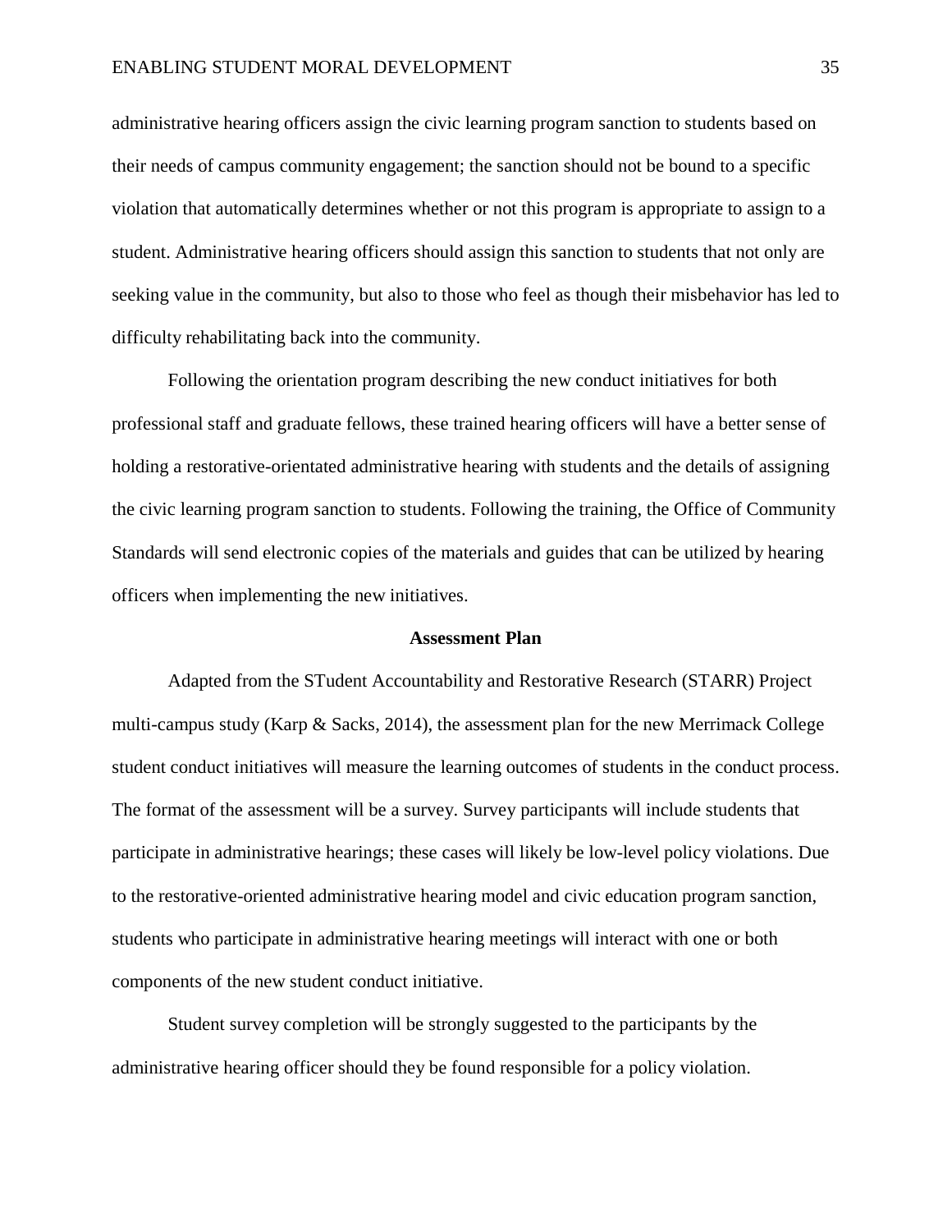administrative hearing officers assign the civic learning program sanction to students based on their needs of campus community engagement; the sanction should not be bound to a specific violation that automatically determines whether or not this program is appropriate to assign to a student. Administrative hearing officers should assign this sanction to students that not only are seeking value in the community, but also to those who feel as though their misbehavior has led to difficulty rehabilitating back into the community.

Following the orientation program describing the new conduct initiatives for both professional staff and graduate fellows, these trained hearing officers will have a better sense of holding a restorative-orientated administrative hearing with students and the details of assigning the civic learning program sanction to students. Following the training, the Office of Community Standards will send electronic copies of the materials and guides that can be utilized by hearing officers when implementing the new initiatives.

## Assessment Plan

Adapted from the STudent Accountability and Restorative Research (STARR) Project multi-campus study (Karp & Sacks, 2014), the assessment plan for the new Merrimack College student conduct initiatives will measure the learning outcomes of students in the conduct process. The format of the assessment will be a survey. Survey participants will include students that participate in administrative hearings; these cases will likely be low-level policy violations. Due to the restorative-oriented administrative hearing model and civic education program sanction, students who participate in administrative hearing meetings will interact with one or both components of the new student conduct initiative.

Student survey completion will be strongly suggested to the participants by the administrative hearing officer should they be found responsible for a policy violation.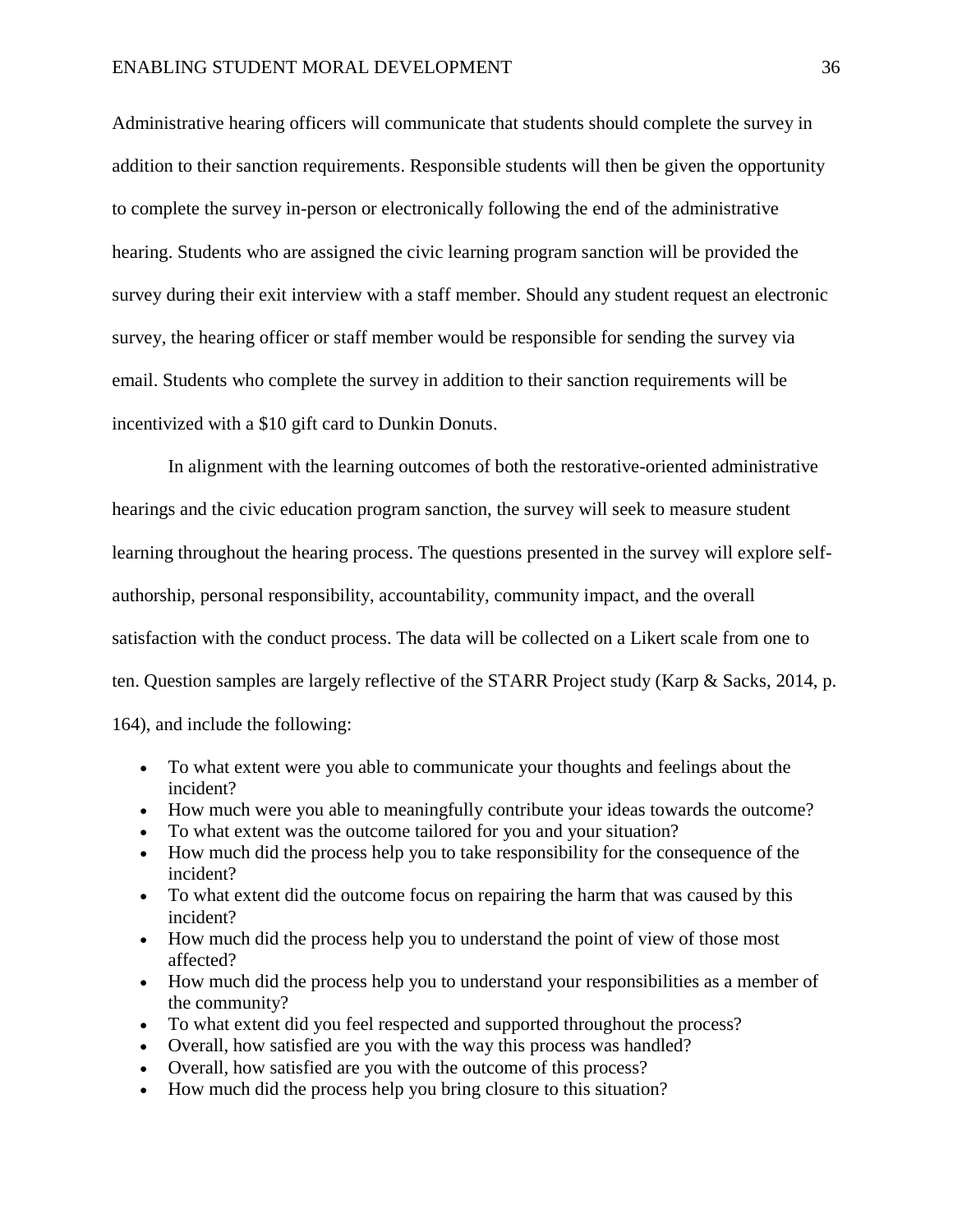Administrative hearing officers will communicate that students should complete the survey in addition to their sanction requirements. Responsible students will then be given the opportunity to complete the survey in-person or electronically following the end of the administrative hearing. Students who are assigned the civic learning program sanction will be provided the survey during their exit interview with a staff member. Should any student request an electronic survey, the hearing officer or staff member would be responsible for sending the survey via email. Students who complete the survey in addition to their sanction requirements will be incentivized with a $10 gift card to Dunkin Donuts.

In alignment with the learning outcomes of both the restorative-oriented administrative hearings and the civic education program sanction, the survey will seek to measure student learning throughout the hearing process. The questions presented in the survey will explore self-authorship, personal responsibility, accountability, community impact, and the overall satisfaction with the conduct process. The data will be collected on a Likert scale from one to ten. Question samples are largely reflective of the STARR Project study (Karp & Sacks, 2014, p. 164), and include the following:

- To what extent were you able to communicate your thoughts and feelings about the incident?
- How much were you able to meaningfully contribute your ideas towards the outcome?
- To what extent was the outcome tailored for you and your situation?
- How much did the process help you to take responsibility for the consequence of the incident?
- To what extent did the outcome focus on repairing the harm that was caused by this incident?
- How much did the process help you to understand the point of view of those most affected?
- How much did the process help you to understand your responsibilities as a member of the community?
- To what extent did you feel respected and supported throughout the process?
- Overall, how satisfied are you with the way this process was handled?
- Overall, how satisfied are you with the outcome of this process?
- How much did the process help you bring closure to this situation?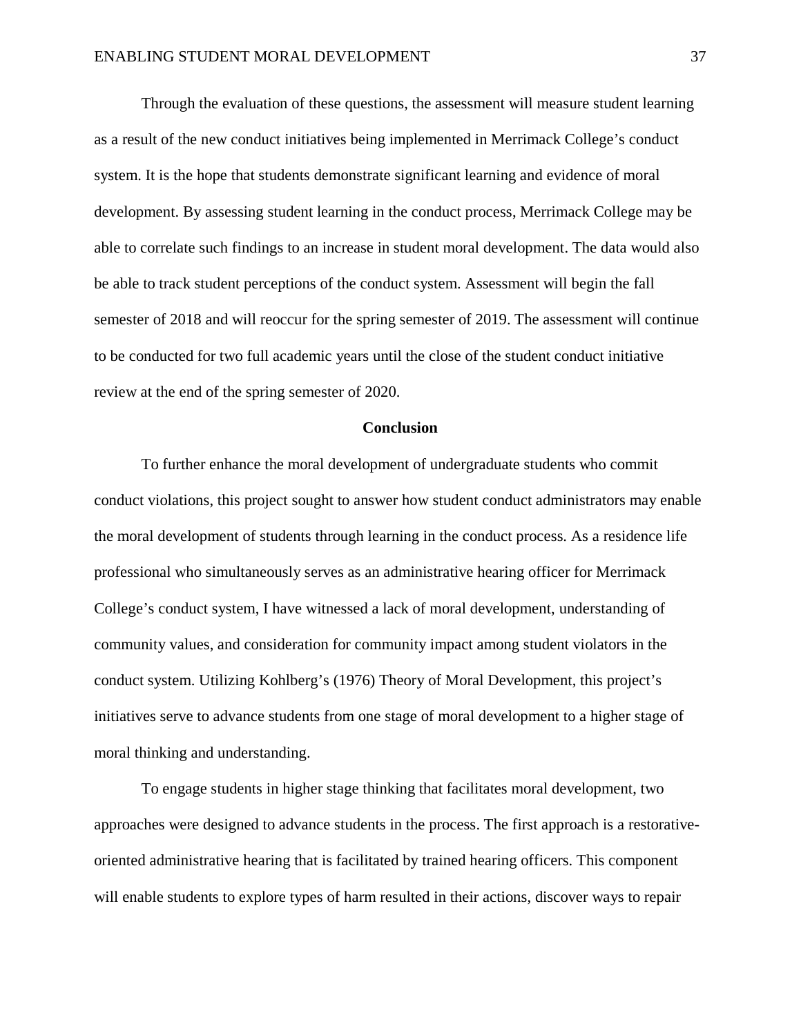Through the evaluation of these questions, the assessment will measure student learning as a result of the new conduct initiatives being implemented in Merrimack College's conduct system. It is the hope that students demonstrate significant learning and evidence of moral development. By assessing student learning in the conduct process, Merrimack College may be able to correlate such findings to an increase in student moral development. The data would also be able to track student perceptions of the conduct system. Assessment will begin the fall semester of 2018 and will reoccur for the spring semester of 2019. The assessment will continue to be conducted for two full academic years until the close of the student conduct initiative review at the end of the spring semester of 2020.

## Conclusion

To further enhance the moral development of undergraduate students who commit conduct violations, this project sought to answer how student conduct administrators may enable the moral development of students through learning in the conduct process. As a residence life professional who simultaneously serves as an administrative hearing officer for Merrimack College's conduct system, I have witnessed a lack of moral development, understanding of community values, and consideration for community impact among student violators in the conduct system. Utilizing Kohlberg's (1976) Theory of Moral Development, this project's initiatives serve to advance students from one stage of moral development to a higher stage of moral thinking and understanding.

To engage students in higher stage thinking that facilitates moral development, two approaches were designed to advance students in the process. The first approach is a restorative-oriented administrative hearing that is facilitated by trained hearing officers. This component will enable students to explore types of harm resulted in their actions, discover ways to repair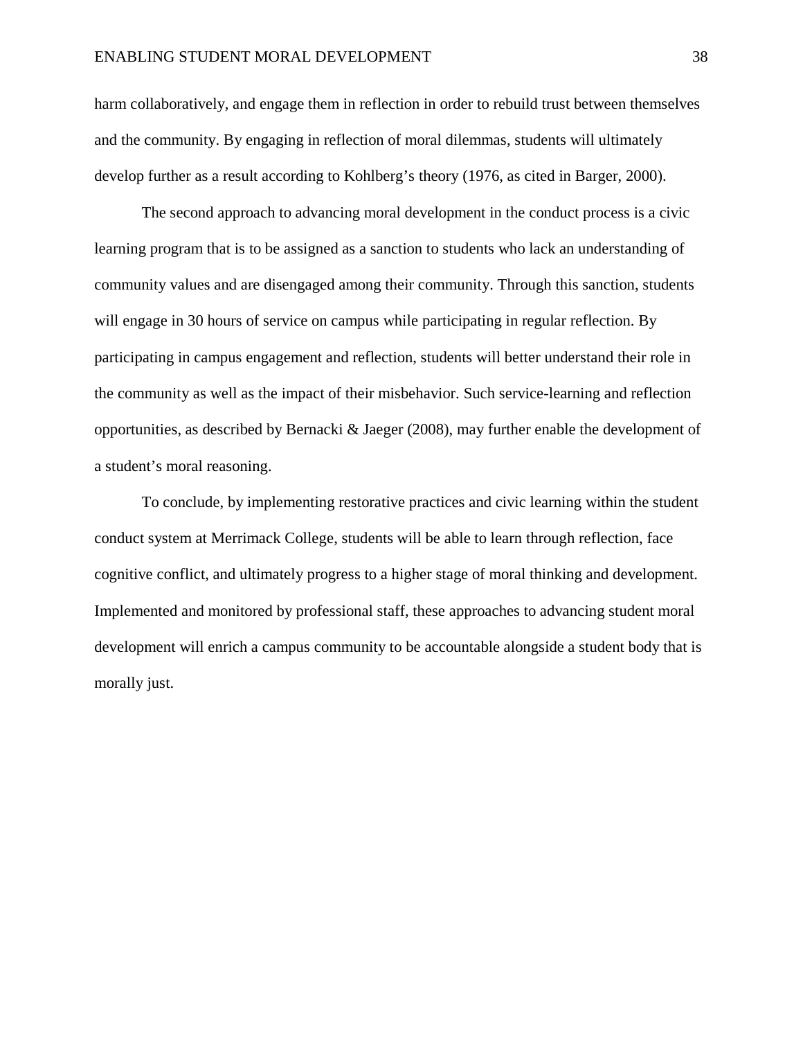harm collaboratively, and engage them in reflection in order to rebuild trust between themselves and the community. By engaging in reflection of moral dilemmas, students will ultimately develop further as a result according to Kohlberg's theory (1976, as cited in Barger, 2000).

The second approach to advancing moral development in the conduct process is a civic learning program that is to be assigned as a sanction to students who lack an understanding of community values and are disengaged among their community. Through this sanction, students will engage in 30 hours of service on campus while participating in regular reflection. By participating in campus engagement and reflection, students will better understand their role in the community as well as the impact of their misbehavior. Such service-learning and reflection opportunities, as described by Bernacki & Jaeger (2008), may further enable the development of a student's moral reasoning.

To conclude, by implementing restorative practices and civic learning within the student conduct system at Merrimack College, students will be able to learn through reflection, face cognitive conflict, and ultimately progress to a higher stage of moral thinking and development. Implemented and monitored by professional staff, these approaches to advancing student moral development will enrich a campus community to be accountable alongside a student body that is morally just.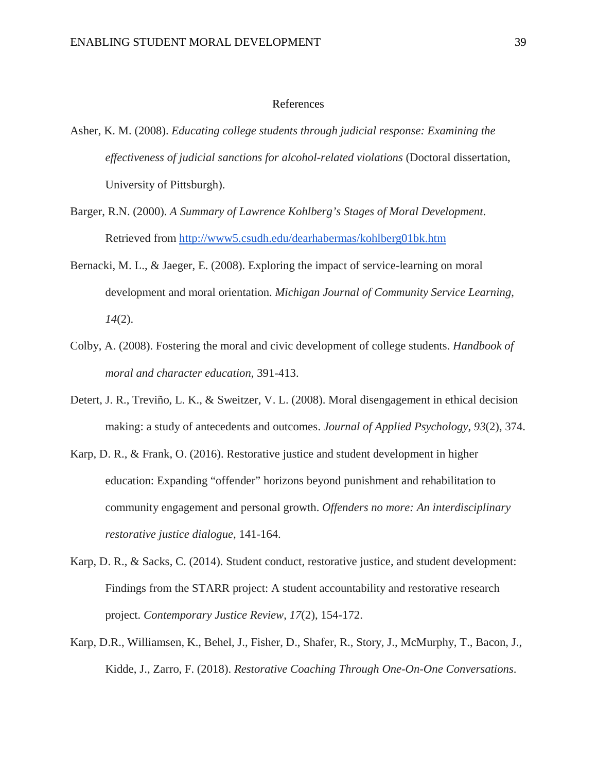# References

Asher, K. M. (2008). *Educating college students through judicial response: Examining the effectiveness of judicial sanctions for alcohol-related violations* (Doctoral dissertation, University of Pittsburgh).

Barger, R.N. (2000). *A Summary of Lawrence Kohlberg's Stages of Moral Development*. Retrieved from http://www5.csudh.edu/dearhabermas/kohlberg01bk.htm

Bernacki, M. L., & Jaeger, E. (2008). Exploring the impact of service-learning on moral development and moral orientation. *Michigan Journal of Community Service Learning*, *14*(2).

Colby, A. (2008). Fostering the moral and civic development of college students. *Handbook of moral and character education*, 391-413.

Detert, J. R., Treviño, L. K., & Sweitzer, V. L. (2008). Moral disengagement in ethical decision making: a study of antecedents and outcomes. *Journal of Applied Psychology*, *93*(2), 374.

Karp, D. R., & Frank, O. (2016). Restorative justice and student development in higher education: Expanding "offender" horizons beyond punishment and rehabilitation to community engagement and personal growth. *Offenders no more: An interdisciplinary restorative justice dialogue*, 141-164.

Karp, D. R., & Sacks, C. (2014). Student conduct, restorative justice, and student development: Findings from the STARR project: A student accountability and restorative research project. *Contemporary Justice Review*, *17*(2), 154-172.

Karp, D.R., Williamsen, K., Behel, J., Fisher, D., Shafer, R., Story, J., McMurphy, T., Bacon, J., Kidde, J., Zarro, F. (2018). *Restorative Coaching Through One-On-One Conversations*.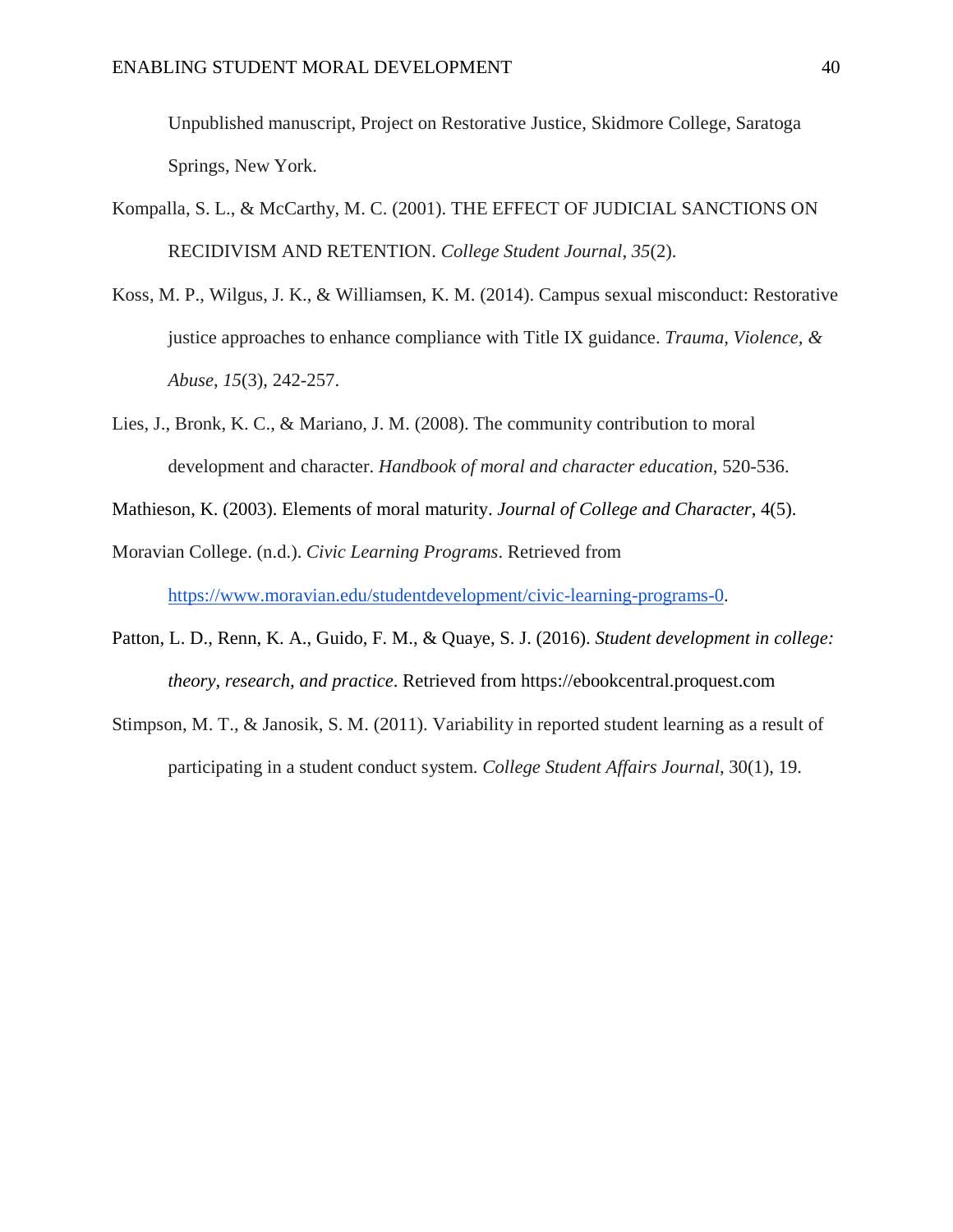Unpublished manuscript, Project on Restorative Justice, Skidmore College, Saratoga Springs, New York.

Kompalla, S. L., & McCarthy, M. C. (2001). THE EFFECT OF JUDICIAL SANCTIONS ON RECIDIVISM AND RETENTION. *College Student Journal*, *35*(2).

Koss, M. P., Wilgus, J. K., & Williamsen, K. M. (2014). Campus sexual misconduct: Restorative justice approaches to enhance compliance with Title IX guidance. *Trauma, Violence, & Abuse*, *15*(3), 242-257.

Lies, J., Bronk, K. C., & Mariano, J. M. (2008). The community contribution to moral development and character. *Handbook of moral and character education*, 520-536.

Mathieson, K. (2003). Elements of moral maturity. *Journal of College and Character*, 4(5).

Moravian College. (n.d.). *Civic Learning Programs*. Retrieved from https://www.moravian.edu/studentdevelopment/civic-learning-programs-0.

Patton, L. D., Renn, K. A., Guido, F. M., & Quaye, S. J. (2016). *Student development in college: theory, research, and practice*. Retrieved from https://ebookcentral.proquest.com

Stimpson, M. T., & Janosik, S. M. (2011). Variability in reported student learning as a result of participating in a student conduct system. *College Student Affairs Journal*, 30(1), 19.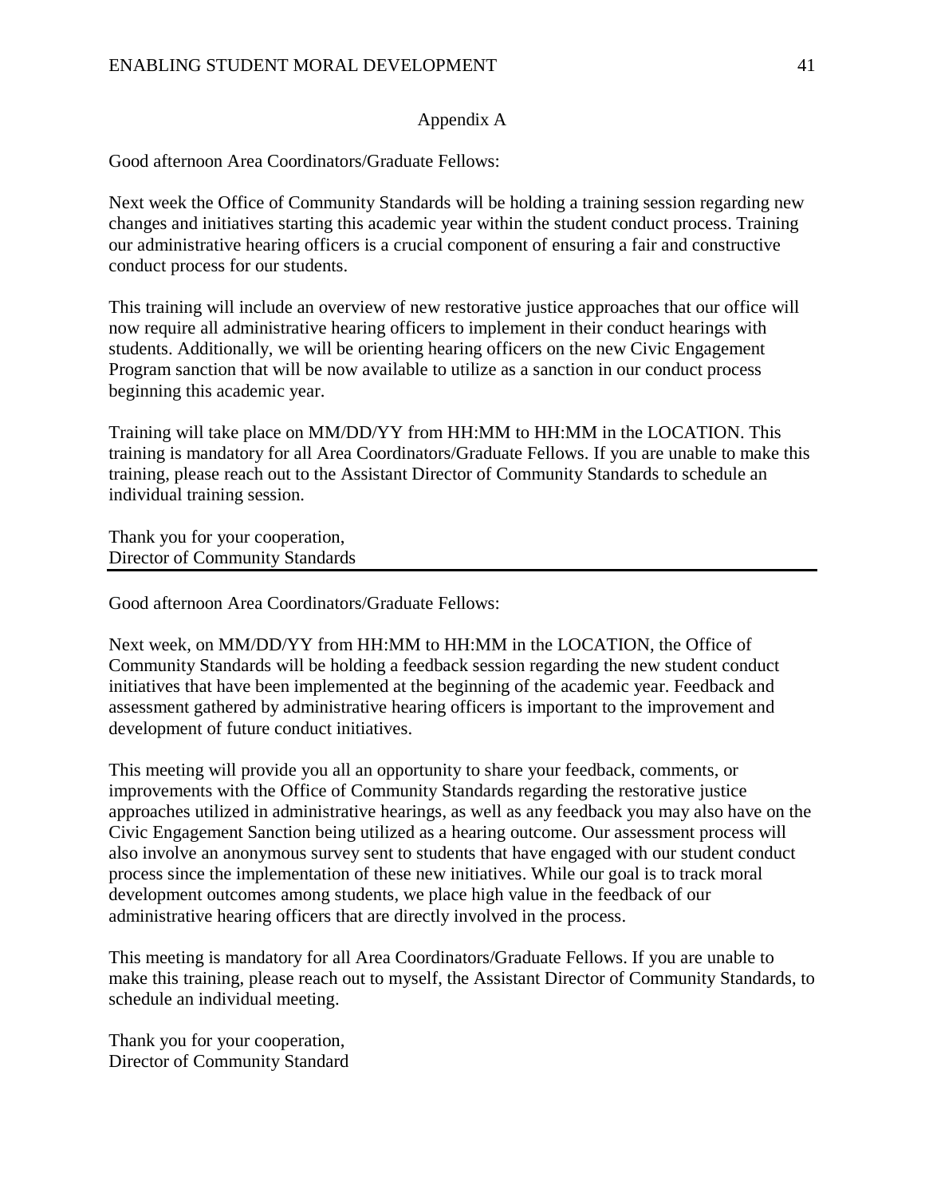## Appendix A

Good afternoon Area Coordinators/Graduate Fellows:

Next week the Office of Community Standards will be holding a training session regarding new changes and initiatives starting this academic year within the student conduct process. Training our administrative hearing officers is a crucial component of ensuring a fair and constructive conduct process for our students.

This training will include an overview of new restorative justice approaches that our office will now require all administrative hearing officers to implement in their conduct hearings with students. Additionally, we will be orienting hearing officers on the new Civic Engagement Program sanction that will be now available to utilize as a sanction in our conduct process beginning this academic year.

Training will take place on MM/DD/YY from HH:MM to HH:MM in the LOCATION. This training is mandatory for all Area Coordinators/Graduate Fellows. If you are unable to make this training, please reach out to the Assistant Director of Community Standards to schedule an individual training session.

Thank you for your cooperation,
Director of Community Standards

---

Good afternoon Area Coordinators/Graduate Fellows:

Next week, on MM/DD/YY from HH:MM to HH:MM in the LOCATION, the Office of Community Standards will be holding a feedback session regarding the new student conduct initiatives that have been implemented at the beginning of the academic year. Feedback and assessment gathered by administrative hearing officers is important to the improvement and development of future conduct initiatives.

This meeting will provide you all an opportunity to share your feedback, comments, or improvements with the Office of Community Standards regarding the restorative justice approaches utilized in administrative hearings, as well as any feedback you may also have on the Civic Engagement Sanction being utilized as a hearing outcome. Our assessment process will also involve an anonymous survey sent to students that have engaged with our student conduct process since the implementation of these new initiatives. While our goal is to track moral development outcomes among students, we place high value in the feedback of our administrative hearing officers that are directly involved in the process.

This meeting is mandatory for all Area Coordinators/Graduate Fellows. If you are unable to make this training, please reach out to myself, the Assistant Director of Community Standards, to schedule an individual meeting.

Thank you for your cooperation,
Director of Community Standard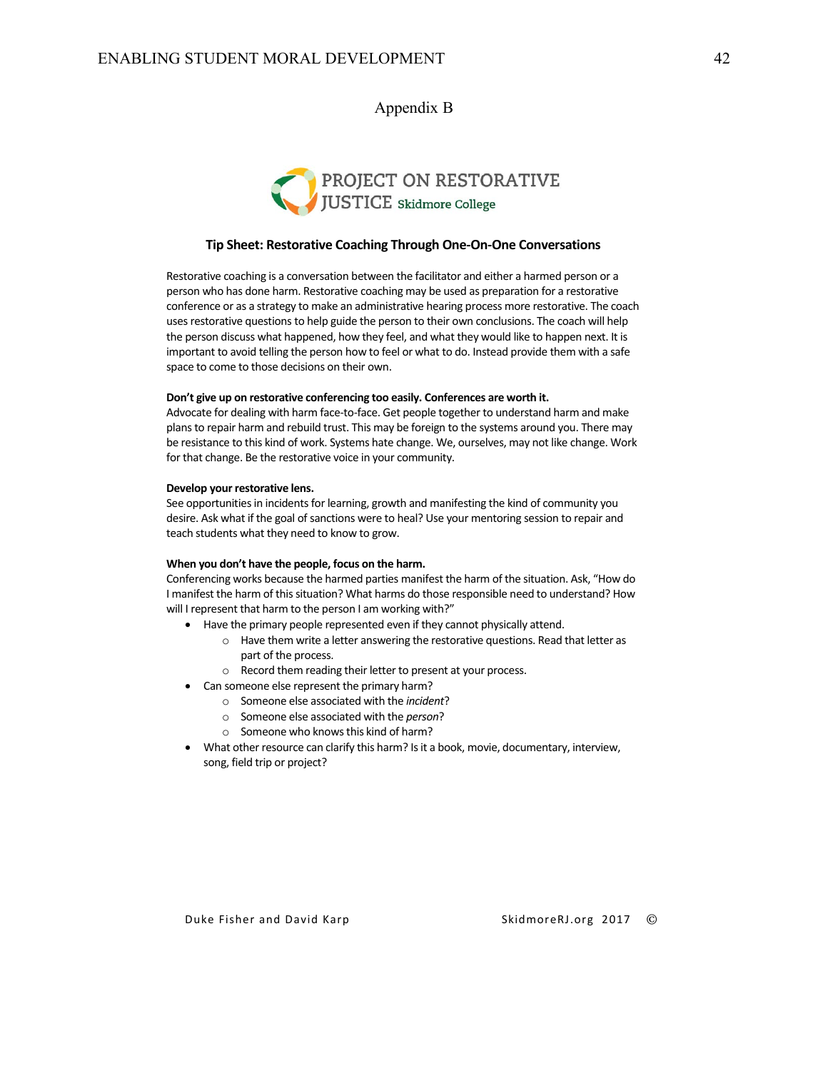# Appendix B

PROJECT ON RESTORATIVE JUSTICE Skidmore College

## Tip Sheet: Restorative Coaching Through One-On-One Conversations

Restorative coaching is a conversation between the facilitator and either a harmed person or a person who has done harm. Restorative coaching may be used as preparation for a restorative conference or as a strategy to make an administrative hearing process more restorative. The coach uses restorative questions to help guide the person to their own conclusions. The coach will help the person discuss what happened, how they feel, and what they would like to happen next. It is important to avoid telling the person how to feel or what to do. Instead provide them with a safe space to come to those decisions on their own.

**Don't give up on restorative conferencing too easily. Conferences are worth it.**
Advocate for dealing with harm face-to-face. Get people together to understand harm and make plans to repair harm and rebuild trust. This may be foreign to the systems around you. There may be resistance to this kind of work. Systems hate change. We, ourselves, may not like change. Work for that change. Be the restorative voice in your community.

**Develop your restorative lens.**
See opportunities in incidents for learning, growth and manifesting the kind of community you desire. Ask what if the goal of sanctions were to heal? Use your mentoring session to repair and teach students what they need to know to grow.

**When you don't have the people, focus on the harm.**
Conferencing works because the harmed parties manifest the harm of the situation. Ask, "How do I manifest the harm of this situation? What harms do those responsible need to understand? How will I represent that harm to the person I am working with?"

- Have the primary people represented even if they cannot physically attend.
    - Have them write a letter answering the restorative questions. Read that letter as part of the process.
    - Record them reading their letter to present at your process.
- Can someone else represent the primary harm?
    - Someone else associated with the *incident*?
    - Someone else associated with the *person*?
    - Someone who knows this kind of harm?
- What other resource can clarify this harm? Is it a book, movie, documentary, interview, song, field trip or project?

Duke Fisher and David Karp SkidmoreRJ.org 2017 ©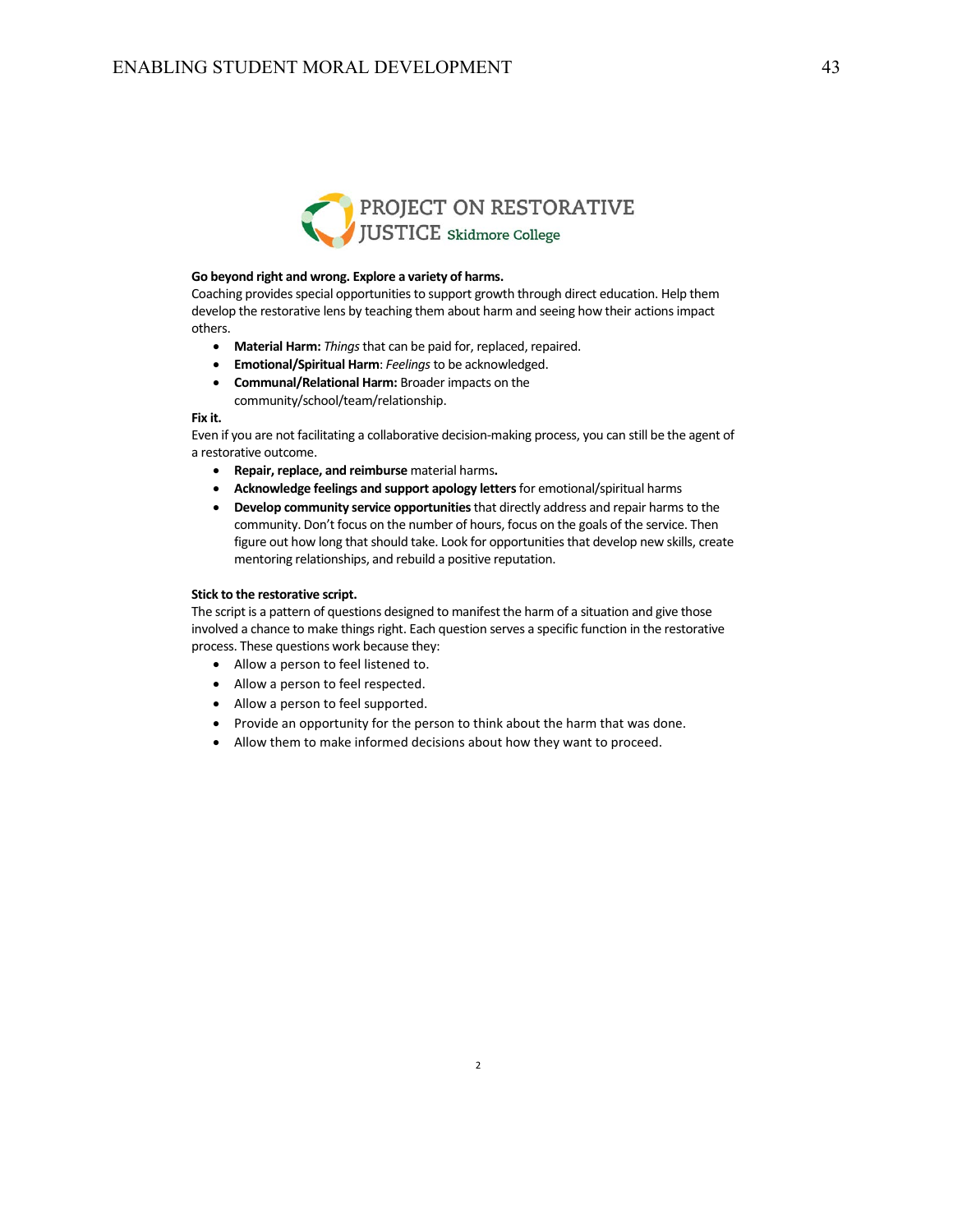PROJECT ON RESTORATIVE JUSTICE Skidmore College

**Go beyond right and wrong. Explore a variety of harms.**

Coaching provides special opportunities to support growth through direct education. Help them develop the restorative lens by teaching them about harm and seeing how their actions impact others.

- **Material Harm:** *Things* that can be paid for, replaced, repaired.
- **Emotional/Spiritual Harm**: *Feelings* to be acknowledged.
- **Communal/Relational Harm:** Broader impacts on the community/school/team/relationship.

**Fix it.**

Even if you are not facilitating a collaborative decision-making process, you can still be the agent of a restorative outcome.

- **Repair, replace, and reimburse** material harms**.**
- **Acknowledge feelings and support apology letters** for emotional/spiritual harms
- **Develop community service opportunities** that directly address and repair harms to the community. Don't focus on the number of hours, focus on the goals of the service. Then figure out how long that should take. Look for opportunities that develop new skills, create mentoring relationships, and rebuild a positive reputation.

**Stick to the restorative script.**

The script is a pattern of questions designed to manifest the harm of a situation and give those involved a chance to make things right. Each question serves a specific function in the restorative process. These questions work because they:

- Allow a person to feel listened to.
- Allow a person to feel respected.
- Allow a person to feel supported.
- Provide an opportunity for the person to think about the harm that was done.
- Allow them to make informed decisions about how they want to proceed.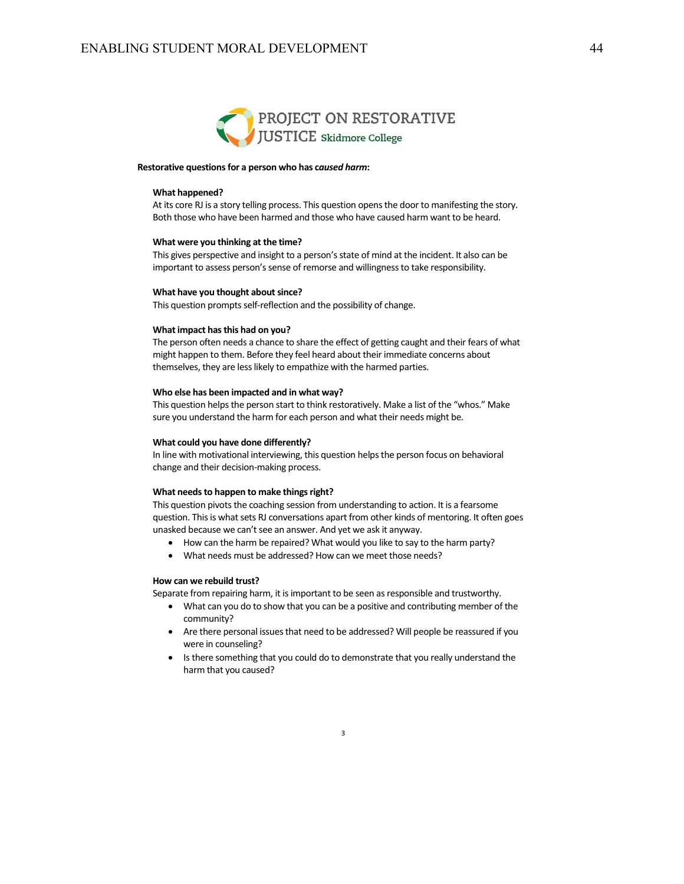PROJECT ON RESTORATIVE JUSTICE Skidmore College

**Restorative questions for a person who has c*aused harm*:**

**What happened?**
At its core RJ is a story telling process. This question opens the door to manifesting the story. Both those who have been harmed and those who have caused harm want to be heard.

**What were you thinking at the time?**
This gives perspective and insight to a person's state of mind at the incident. It also can be important to assess person's sense of remorse and willingness to take responsibility.

**What have you thought about since?**
This question prompts self-reflection and the possibility of change.

**What impact has this had on you?**
The person often needs a chance to share the effect of getting caught and their fears of what might happen to them. Before they feel heard about their immediate concerns about themselves, they are less likely to empathize with the harmed parties.

**Who else has been impacted and in what way?**
This question helps the person start to think restoratively. Make a list of the "whos." Make sure you understand the harm for each person and what their needs might be.

**What could you have done differently?**
In line with motivational interviewing, this question helps the person focus on behavioral change and their decision-making process.

**What needs to happen to make things right?**
This question pivots the coaching session from understanding to action. It is a fearsome question. This is what sets RJ conversations apart from other kinds of mentoring. It often goes unasked because we can't see an answer. And yet we ask it anyway.

- How can the harm be repaired? What would you like to say to the harm party?
- What needs must be addressed? How can we meet those needs?

**How can we rebuild trust?**
Separate from repairing harm, it is important to be seen as responsible and trustworthy.

- What can you do to show that you can be a positive and contributing member of the community?
- Are there personal issues that need to be addressed? Will people be reassured if you were in counseling?
- Is there something that you could do to demonstrate that you really understand the harm that you caused?